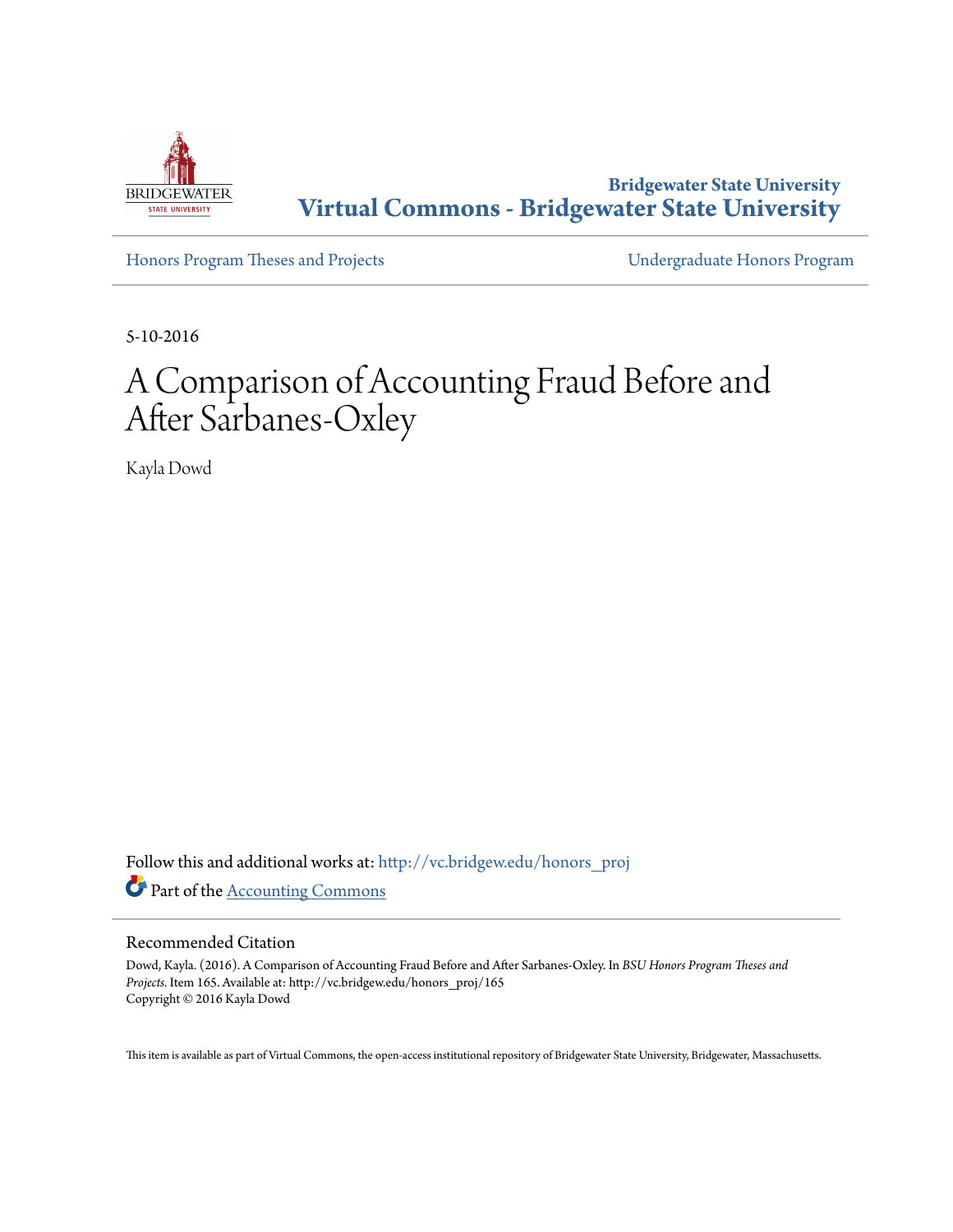Bridgewater State University

# Virtual Commons - Bridgewater State University

Honors Program Theses and Projects | Undergraduate Honors Program

5-10-2016

# A Comparison of Accounting Fraud Before and After Sarbanes-Oxley

Kayla Dowd

Follow this and additional works at: http://vc.bridgew.edu/honors_proj

Part of the Accounting Commons

## Recommended Citation

Dowd, Kayla. (2016). A Comparison of Accounting Fraud Before and After Sarbanes-Oxley. In *BSU Honors Program Theses and Projects.* Item 165. Available at: http://vc.bridgew.edu/honors_proj/165
Copyright © 2016 Kayla Dowd

This item is available as part of Virtual Commons, the open-access institutional repository of Bridgewater State University, Bridgewater, Massachusetts.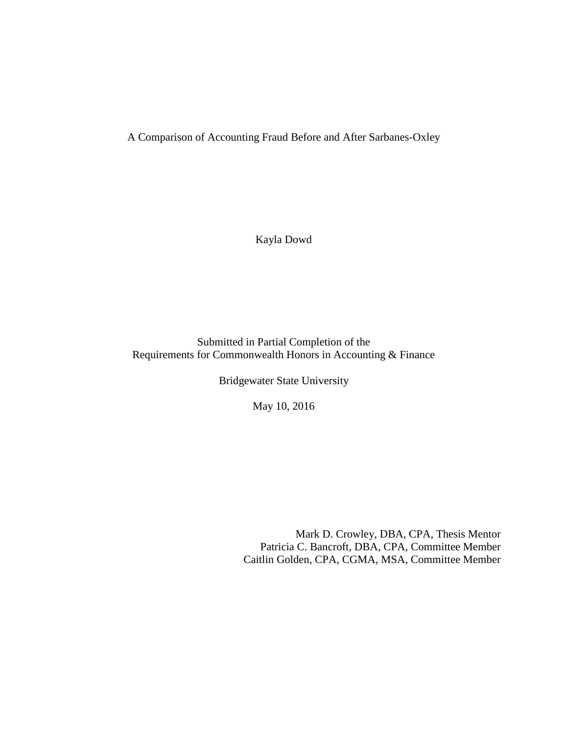# A Comparison of Accounting Fraud Before and After Sarbanes-Oxley

Kayla Dowd

Submitted in Partial Completion of the
Requirements for Commonwealth Honors in Accounting & Finance

Bridgewater State University

May 10, 2016

Mark D. Crowley, DBA, CPA, Thesis Mentor
Patricia C. Bancroft, DBA, CPA, Committee Member
Caitlin Golden, CPA, CGMA, MSA, Committee Member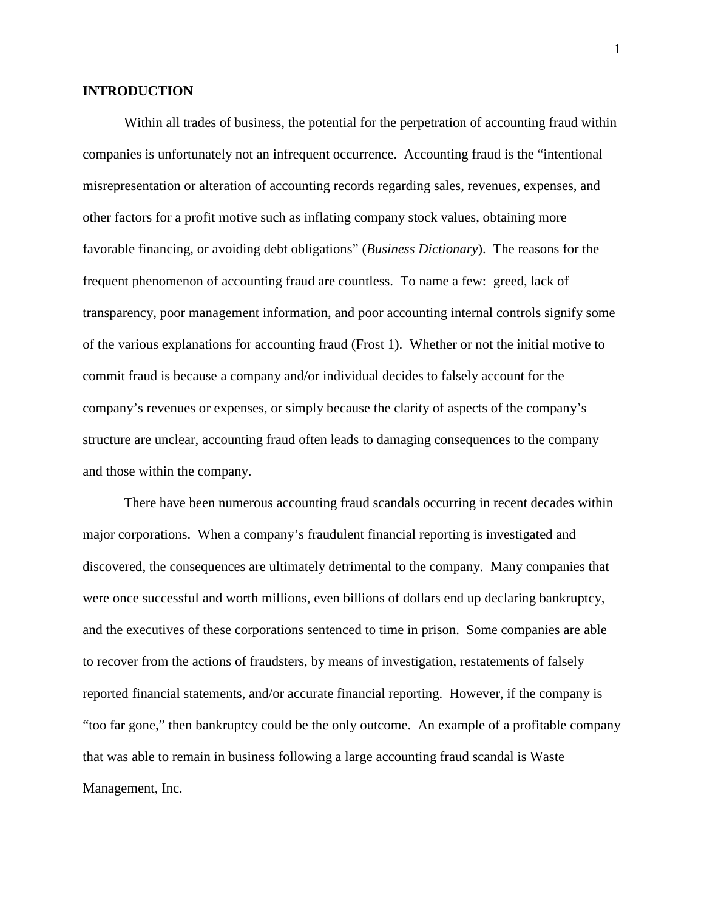## INTRODUCTION

Within all trades of business, the potential for the perpetration of accounting fraud within companies is unfortunately not an infrequent occurrence. Accounting fraud is the "intentional misrepresentation or alteration of accounting records regarding sales, revenues, expenses, and other factors for a profit motive such as inflating company stock values, obtaining more favorable financing, or avoiding debt obligations" (*Business Dictionary*). The reasons for the frequent phenomenon of accounting fraud are countless. To name a few: greed, lack of transparency, poor management information, and poor accounting internal controls signify some of the various explanations for accounting fraud (Frost 1). Whether or not the initial motive to commit fraud is because a company and/or individual decides to falsely account for the company's revenues or expenses, or simply because the clarity of aspects of the company's structure are unclear, accounting fraud often leads to damaging consequences to the company and those within the company.

There have been numerous accounting fraud scandals occurring in recent decades within major corporations. When a company's fraudulent financial reporting is investigated and discovered, the consequences are ultimately detrimental to the company. Many companies that were once successful and worth millions, even billions of dollars end up declaring bankruptcy, and the executives of these corporations sentenced to time in prison. Some companies are able to recover from the actions of fraudsters, by means of investigation, restatements of falsely reported financial statements, and/or accurate financial reporting. However, if the company is "too far gone," then bankruptcy could be the only outcome. An example of a profitable company that was able to remain in business following a large accounting fraud scandal is Waste Management, Inc.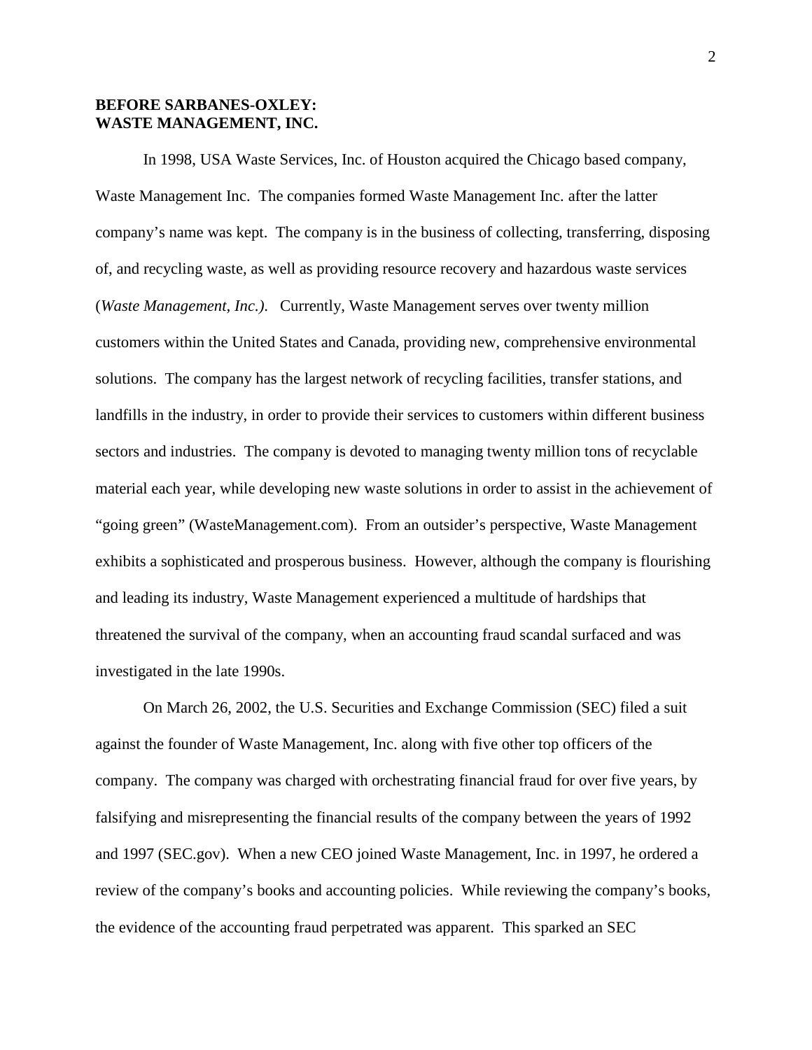**BEFORE SARBANES-OXLEY:**
**WASTE MANAGEMENT, INC.**

In 1998, USA Waste Services, Inc. of Houston acquired the Chicago based company, Waste Management Inc. The companies formed Waste Management Inc. after the latter company's name was kept. The company is in the business of collecting, transferring, disposing of, and recycling waste, as well as providing resource recovery and hazardous waste services (*Waste Management, Inc.).* Currently, Waste Management serves over twenty million customers within the United States and Canada, providing new, comprehensive environmental solutions. The company has the largest network of recycling facilities, transfer stations, and landfills in the industry, in order to provide their services to customers within different business sectors and industries. The company is devoted to managing twenty million tons of recyclable material each year, while developing new waste solutions in order to assist in the achievement of "going green" (WasteManagement.com). From an outsider's perspective, Waste Management exhibits a sophisticated and prosperous business. However, although the company is flourishing and leading its industry, Waste Management experienced a multitude of hardships that threatened the survival of the company, when an accounting fraud scandal surfaced and was investigated in the late 1990s.

On March 26, 2002, the U.S. Securities and Exchange Commission (SEC) filed a suit against the founder of Waste Management, Inc. along with five other top officers of the company. The company was charged with orchestrating financial fraud for over five years, by falsifying and misrepresenting the financial results of the company between the years of 1992 and 1997 (SEC.gov). When a new CEO joined Waste Management, Inc. in 1997, he ordered a review of the company's books and accounting policies. While reviewing the company's books, the evidence of the accounting fraud perpetrated was apparent. This sparked an SEC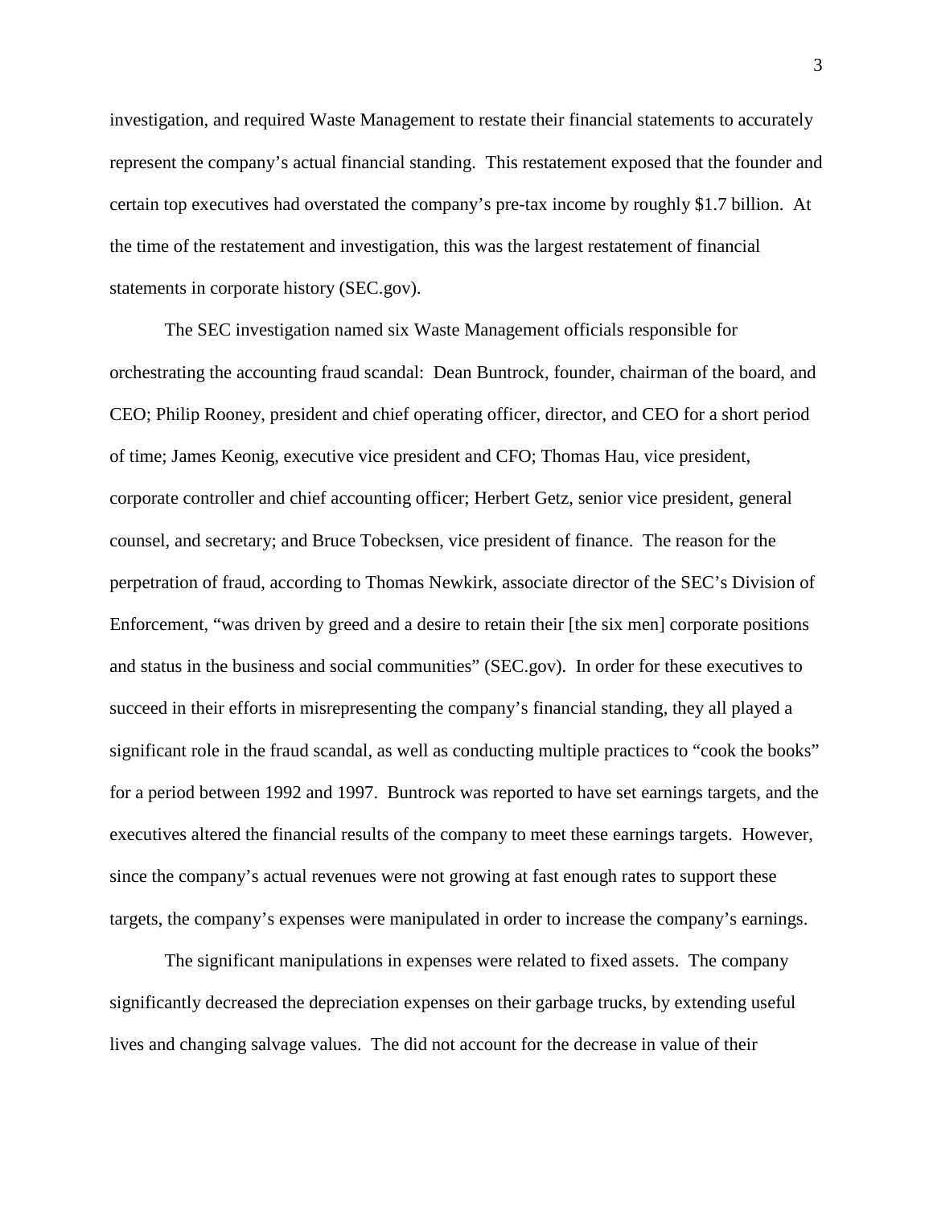investigation, and required Waste Management to restate their financial statements to accurately represent the company's actual financial standing. This restatement exposed that the founder and certain top executives had overstated the company's pre-tax income by roughly $1.7 billion. At the time of the restatement and investigation, this was the largest restatement of financial statements in corporate history (SEC.gov).

The SEC investigation named six Waste Management officials responsible for orchestrating the accounting fraud scandal: Dean Buntrock, founder, chairman of the board, and CEO; Philip Rooney, president and chief operating officer, director, and CEO for a short period of time; James Keonig, executive vice president and CFO; Thomas Hau, vice president, corporate controller and chief accounting officer; Herbert Getz, senior vice president, general counsel, and secretary; and Bruce Tobecksen, vice president of finance. The reason for the perpetration of fraud, according to Thomas Newkirk, associate director of the SEC's Division of Enforcement, "was driven by greed and a desire to retain their [the six men] corporate positions and status in the business and social communities" (SEC.gov). In order for these executives to succeed in their efforts in misrepresenting the company's financial standing, they all played a significant role in the fraud scandal, as well as conducting multiple practices to "cook the books" for a period between 1992 and 1997. Buntrock was reported to have set earnings targets, and the executives altered the financial results of the company to meet these earnings targets. However, since the company's actual revenues were not growing at fast enough rates to support these targets, the company's expenses were manipulated in order to increase the company's earnings.

The significant manipulations in expenses were related to fixed assets. The company significantly decreased the depreciation expenses on their garbage trucks, by extending useful lives and changing salvage values. The did not account for the decrease in value of their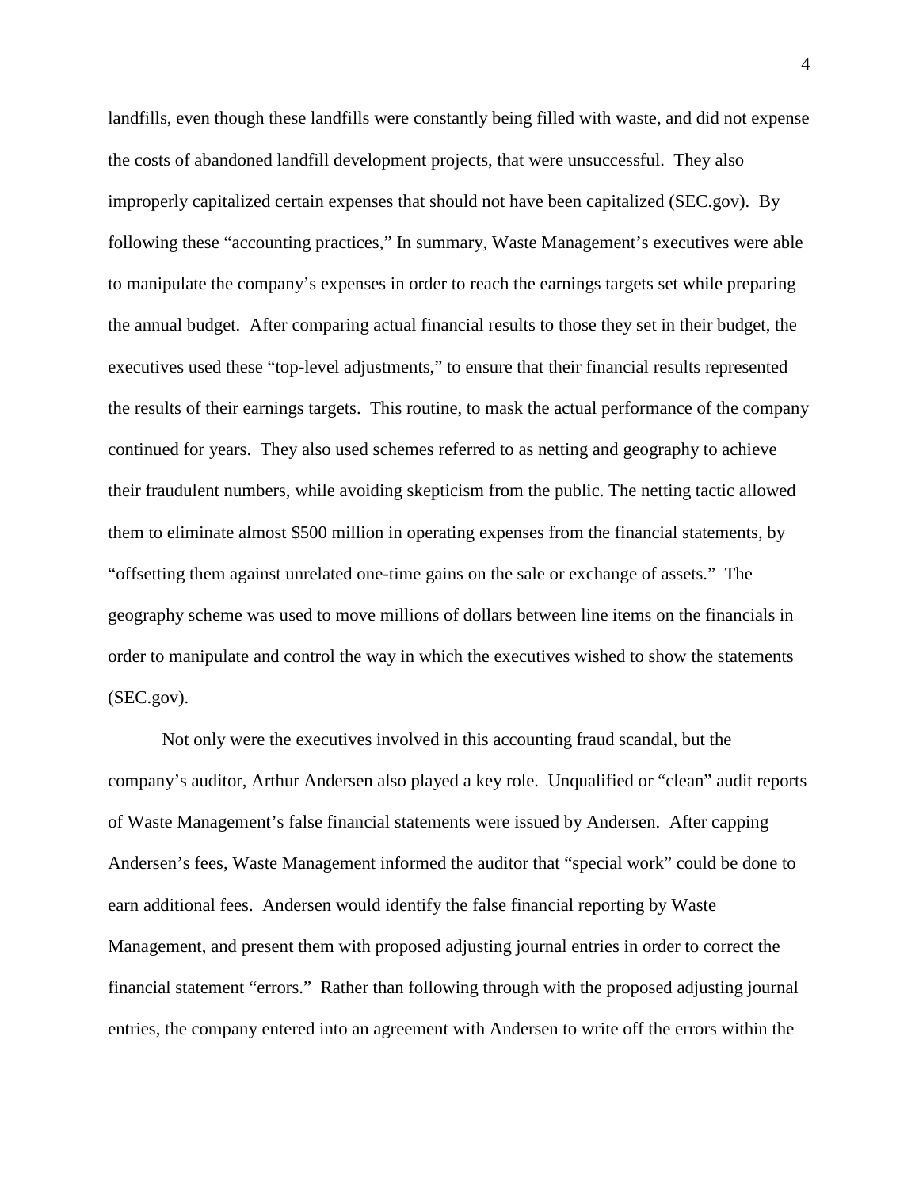landfills, even though these landfills were constantly being filled with waste, and did not expense the costs of abandoned landfill development projects, that were unsuccessful. They also improperly capitalized certain expenses that should not have been capitalized (SEC.gov). By following these "accounting practices," In summary, Waste Management's executives were able to manipulate the company's expenses in order to reach the earnings targets set while preparing the annual budget. After comparing actual financial results to those they set in their budget, the executives used these "top-level adjustments," to ensure that their financial results represented the results of their earnings targets. This routine, to mask the actual performance of the company continued for years. They also used schemes referred to as netting and geography to achieve their fraudulent numbers, while avoiding skepticism from the public. The netting tactic allowed them to eliminate almost $500 million in operating expenses from the financial statements, by "offsetting them against unrelated one-time gains on the sale or exchange of assets." The geography scheme was used to move millions of dollars between line items on the financials in order to manipulate and control the way in which the executives wished to show the statements (SEC.gov).

Not only were the executives involved in this accounting fraud scandal, but the company's auditor, Arthur Andersen also played a key role. Unqualified or "clean" audit reports of Waste Management's false financial statements were issued by Andersen. After capping Andersen's fees, Waste Management informed the auditor that "special work" could be done to earn additional fees. Andersen would identify the false financial reporting by Waste Management, and present them with proposed adjusting journal entries in order to correct the financial statement "errors." Rather than following through with the proposed adjusting journal entries, the company entered into an agreement with Andersen to write off the errors within the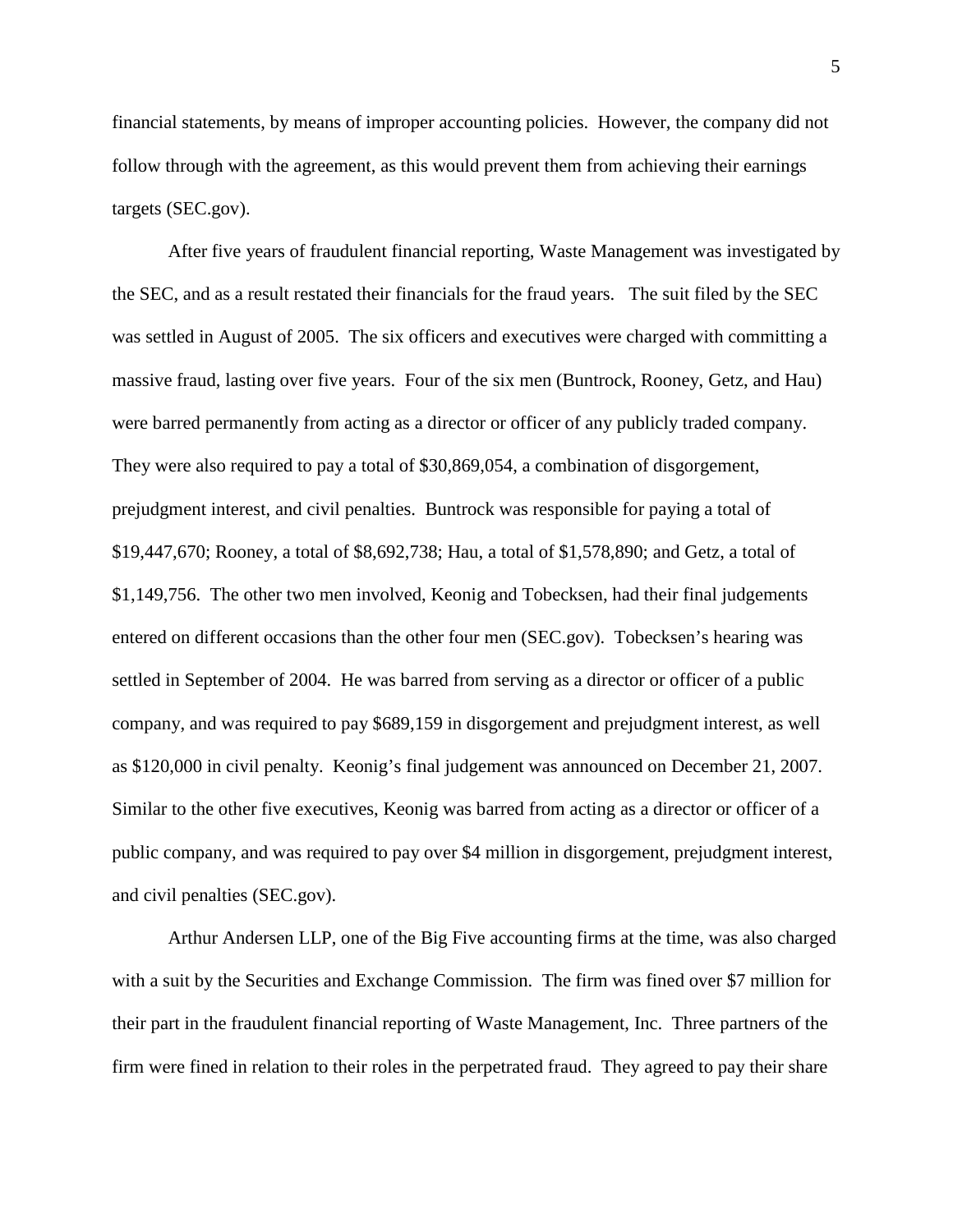financial statements, by means of improper accounting policies. However, the company did not follow through with the agreement, as this would prevent them from achieving their earnings targets (SEC.gov).

After five years of fraudulent financial reporting, Waste Management was investigated by the SEC, and as a result restated their financials for the fraud years. The suit filed by the SEC was settled in August of 2005. The six officers and executives were charged with committing a massive fraud, lasting over five years. Four of the six men (Buntrock, Rooney, Getz, and Hau) were barred permanently from acting as a director or officer of any publicly traded company. They were also required to pay a total of $30,869,054, a combination of disgorgement, prejudgment interest, and civil penalties. Buntrock was responsible for paying a total of $19,447,670; Rooney, a total of $8,692,738; Hau, a total of $1,578,890; and Getz, a total of $1,149,756. The other two men involved, Keonig and Tobecksen, had their final judgements entered on different occasions than the other four men (SEC.gov). Tobecksen's hearing was settled in September of 2004. He was barred from serving as a director or officer of a public company, and was required to pay $689,159 in disgorgement and prejudgment interest, as well as $120,000 in civil penalty. Keonig's final judgement was announced on December 21, 2007. Similar to the other five executives, Keonig was barred from acting as a director or officer of a public company, and was required to pay over $4 million in disgorgement, prejudgment interest, and civil penalties (SEC.gov).

Arthur Andersen LLP, one of the Big Five accounting firms at the time, was also charged with a suit by the Securities and Exchange Commission. The firm was fined over $7 million for their part in the fraudulent financial reporting of Waste Management, Inc. Three partners of the firm were fined in relation to their roles in the perpetrated fraud. They agreed to pay their share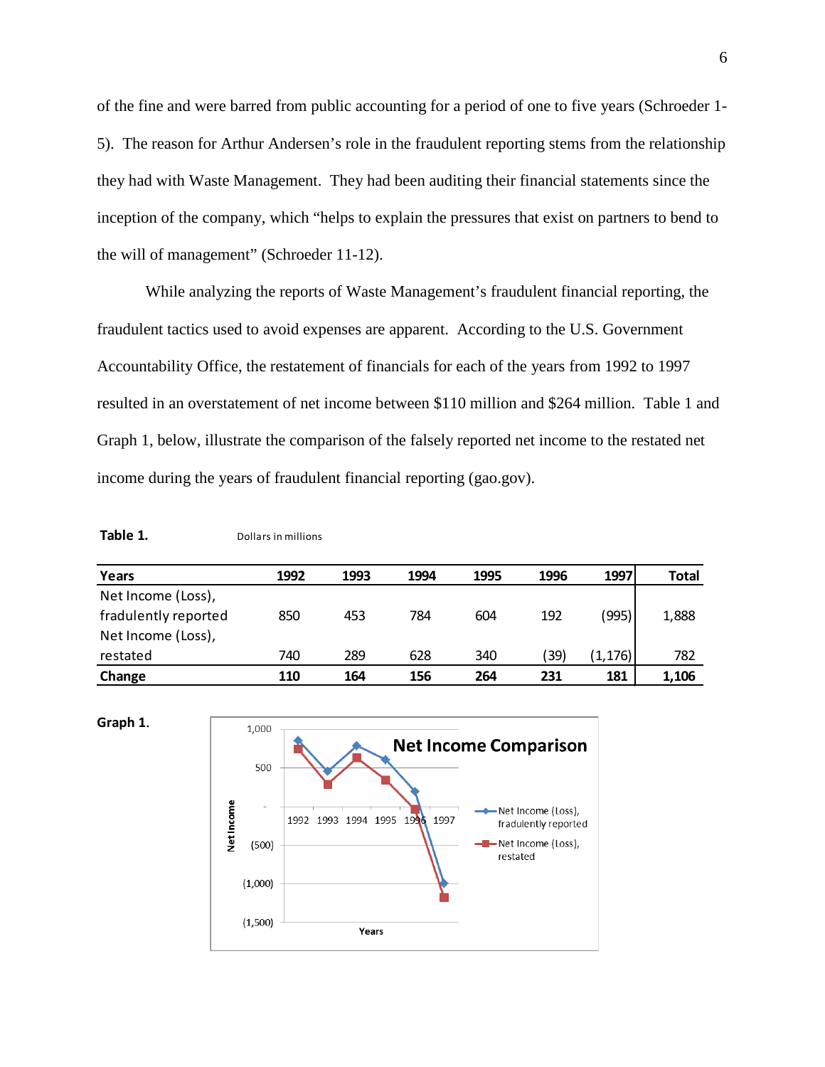of the fine and were barred from public accounting for a period of one to five years (Schroeder 1-5). The reason for Arthur Andersen's role in the fraudulent reporting stems from the relationship they had with Waste Management. They had been auditing their financial statements since the inception of the company, which "helps to explain the pressures that exist on partners to bend to the will of management" (Schroeder 11-12).

While analyzing the reports of Waste Management's fraudulent financial reporting, the fraudulent tactics used to avoid expenses are apparent. According to the U.S. Government Accountability Office, the restatement of financials for each of the years from 1992 to 1997 resulted in an overstatement of net income between $110 million and $264 million. Table 1 and Graph 1, below, illustrate the comparison of the falsely reported net income to the restated net income during the years of fraudulent financial reporting (gao.gov).

**Table 1.** Dollars in millions

| Years | 1992 | 1993 | 1994 | 1995 | 1996 | 1997 | Total |
|---|---|---|---|---|---|---|---|
| Net Income (Loss), fradulently reported | 850 | 453 | 784 | 604 | 192 | (995) | 1,888 |
| Net Income (Loss), restated | 740 | 289 | 628 | 340 | (39) | (1,176) | 782 |
| **Change** | **110** | **164** | **156** | **264** | **231** | **181** | **1,106** |

**Graph 1.**

Net Income Comparison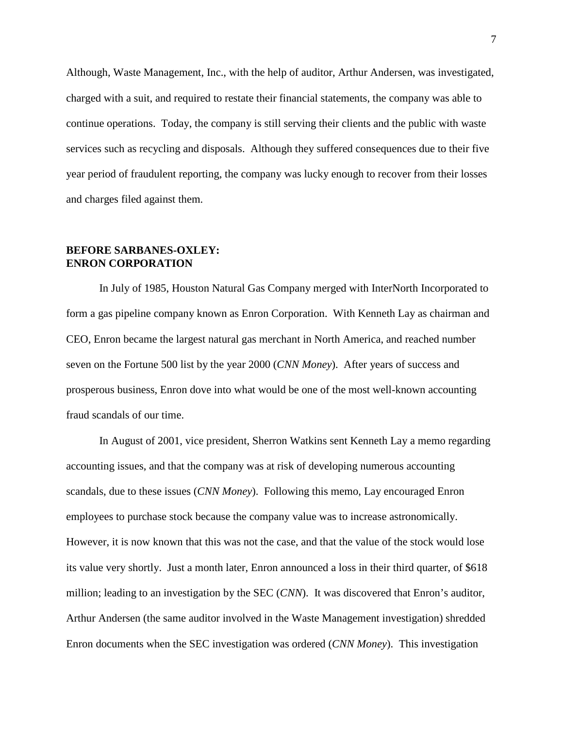Although, Waste Management, Inc., with the help of auditor, Arthur Andersen, was investigated, charged with a suit, and required to restate their financial statements, the company was able to continue operations. Today, the company is still serving their clients and the public with waste services such as recycling and disposals. Although they suffered consequences due to their five year period of fraudulent reporting, the company was lucky enough to recover from their losses and charges filed against them.

## BEFORE SARBANES-OXLEY: ENRON CORPORATION

In July of 1985, Houston Natural Gas Company merged with InterNorth Incorporated to form a gas pipeline company known as Enron Corporation. With Kenneth Lay as chairman and CEO, Enron became the largest natural gas merchant in North America, and reached number seven on the Fortune 500 list by the year 2000 (*CNN Money*). After years of success and prosperous business, Enron dove into what would be one of the most well-known accounting fraud scandals of our time.

In August of 2001, vice president, Sherron Watkins sent Kenneth Lay a memo regarding accounting issues, and that the company was at risk of developing numerous accounting scandals, due to these issues (*CNN Money*). Following this memo, Lay encouraged Enron employees to purchase stock because the company value was to increase astronomically. However, it is now known that this was not the case, and that the value of the stock would lose its value very shortly. Just a month later, Enron announced a loss in their third quarter, of $618 million; leading to an investigation by the SEC (*CNN*). It was discovered that Enron's auditor, Arthur Andersen (the same auditor involved in the Waste Management investigation) shredded Enron documents when the SEC investigation was ordered (*CNN Money*). This investigation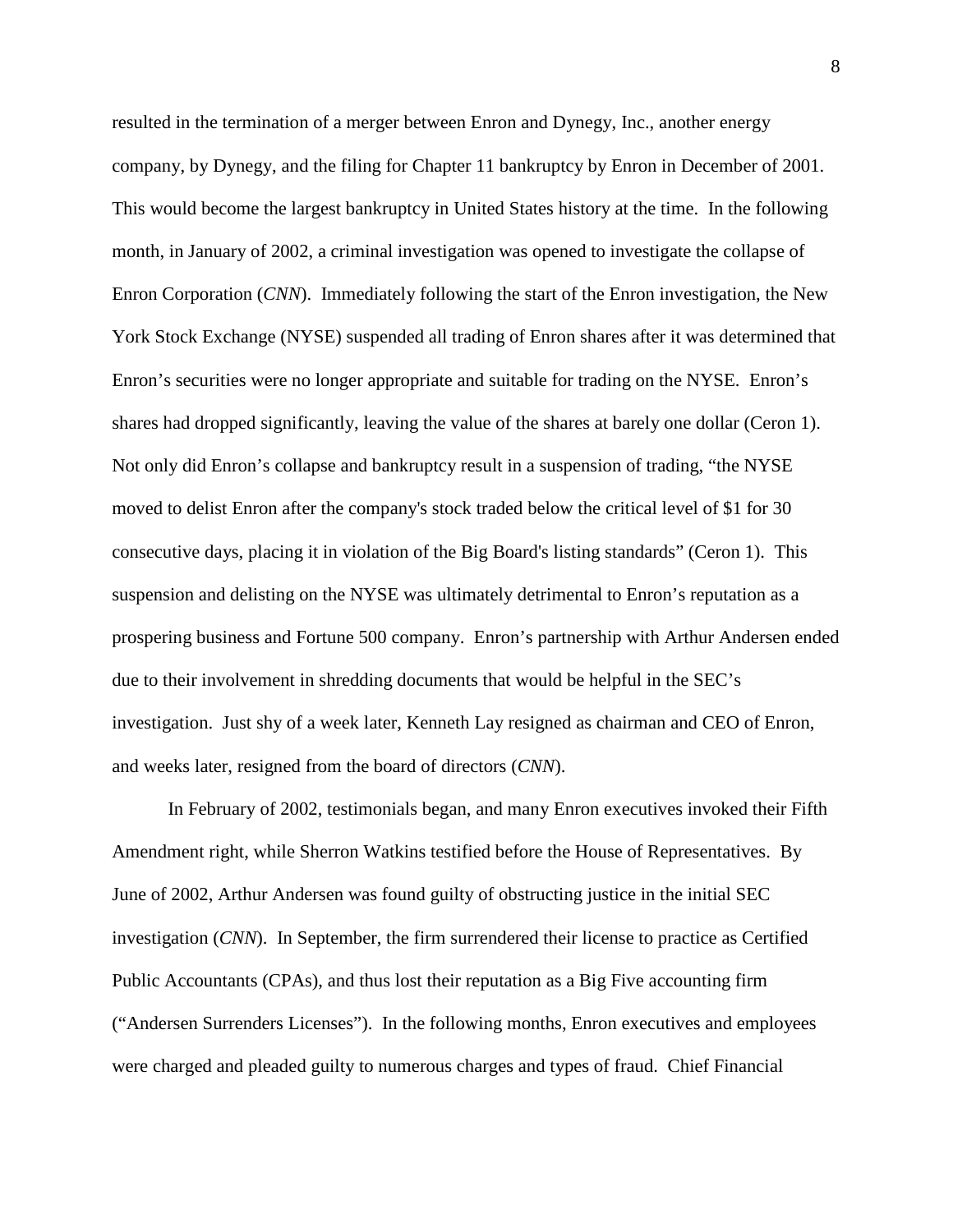resulted in the termination of a merger between Enron and Dynegy, Inc., another energy company, by Dynegy, and the filing for Chapter 11 bankruptcy by Enron in December of 2001. This would become the largest bankruptcy in United States history at the time. In the following month, in January of 2002, a criminal investigation was opened to investigate the collapse of Enron Corporation (*CNN*). Immediately following the start of the Enron investigation, the New York Stock Exchange (NYSE) suspended all trading of Enron shares after it was determined that Enron's securities were no longer appropriate and suitable for trading on the NYSE. Enron's shares had dropped significantly, leaving the value of the shares at barely one dollar (Ceron 1). Not only did Enron's collapse and bankruptcy result in a suspension of trading, "the NYSE moved to delist Enron after the company's stock traded below the critical level of $1 for 30 consecutive days, placing it in violation of the Big Board's listing standards" (Ceron 1). This suspension and delisting on the NYSE was ultimately detrimental to Enron's reputation as a prospering business and Fortune 500 company. Enron's partnership with Arthur Andersen ended due to their involvement in shredding documents that would be helpful in the SEC's investigation. Just shy of a week later, Kenneth Lay resigned as chairman and CEO of Enron, and weeks later, resigned from the board of directors (*CNN*).

In February of 2002, testimonials began, and many Enron executives invoked their Fifth Amendment right, while Sherron Watkins testified before the House of Representatives. By June of 2002, Arthur Andersen was found guilty of obstructing justice in the initial SEC investigation (*CNN*). In September, the firm surrendered their license to practice as Certified Public Accountants (CPAs), and thus lost their reputation as a Big Five accounting firm ("Andersen Surrenders Licenses"). In the following months, Enron executives and employees were charged and pleaded guilty to numerous charges and types of fraud. Chief Financial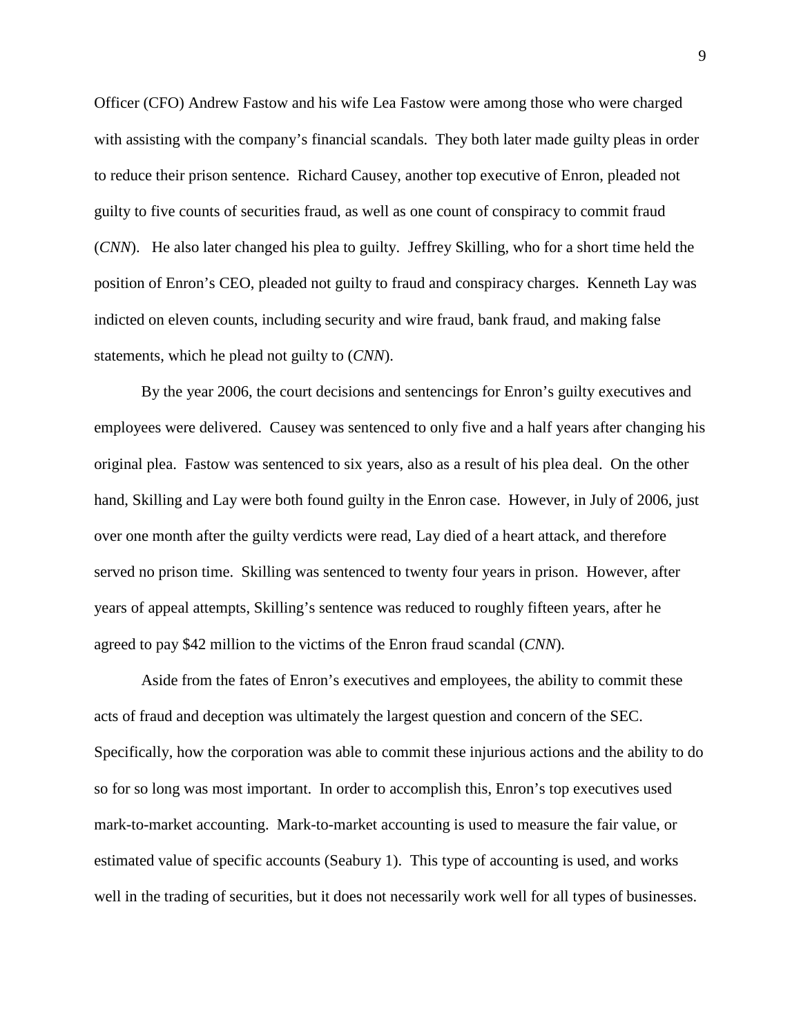Officer (CFO) Andrew Fastow and his wife Lea Fastow were among those who were charged with assisting with the company's financial scandals. They both later made guilty pleas in order to reduce their prison sentence. Richard Causey, another top executive of Enron, pleaded not guilty to five counts of securities fraud, as well as one count of conspiracy to commit fraud (*CNN*). He also later changed his plea to guilty. Jeffrey Skilling, who for a short time held the position of Enron's CEO, pleaded not guilty to fraud and conspiracy charges. Kenneth Lay was indicted on eleven counts, including security and wire fraud, bank fraud, and making false statements, which he plead not guilty to (*CNN*).

By the year 2006, the court decisions and sentencings for Enron's guilty executives and employees were delivered. Causey was sentenced to only five and a half years after changing his original plea. Fastow was sentenced to six years, also as a result of his plea deal. On the other hand, Skilling and Lay were both found guilty in the Enron case. However, in July of 2006, just over one month after the guilty verdicts were read, Lay died of a heart attack, and therefore served no prison time. Skilling was sentenced to twenty four years in prison. However, after years of appeal attempts, Skilling's sentence was reduced to roughly fifteen years, after he agreed to pay $42 million to the victims of the Enron fraud scandal (*CNN*).

Aside from the fates of Enron's executives and employees, the ability to commit these acts of fraud and deception was ultimately the largest question and concern of the SEC. Specifically, how the corporation was able to commit these injurious actions and the ability to do so for so long was most important. In order to accomplish this, Enron's top executives used mark-to-market accounting. Mark-to-market accounting is used to measure the fair value, or estimated value of specific accounts (Seabury 1). This type of accounting is used, and works well in the trading of securities, but it does not necessarily work well for all types of businesses.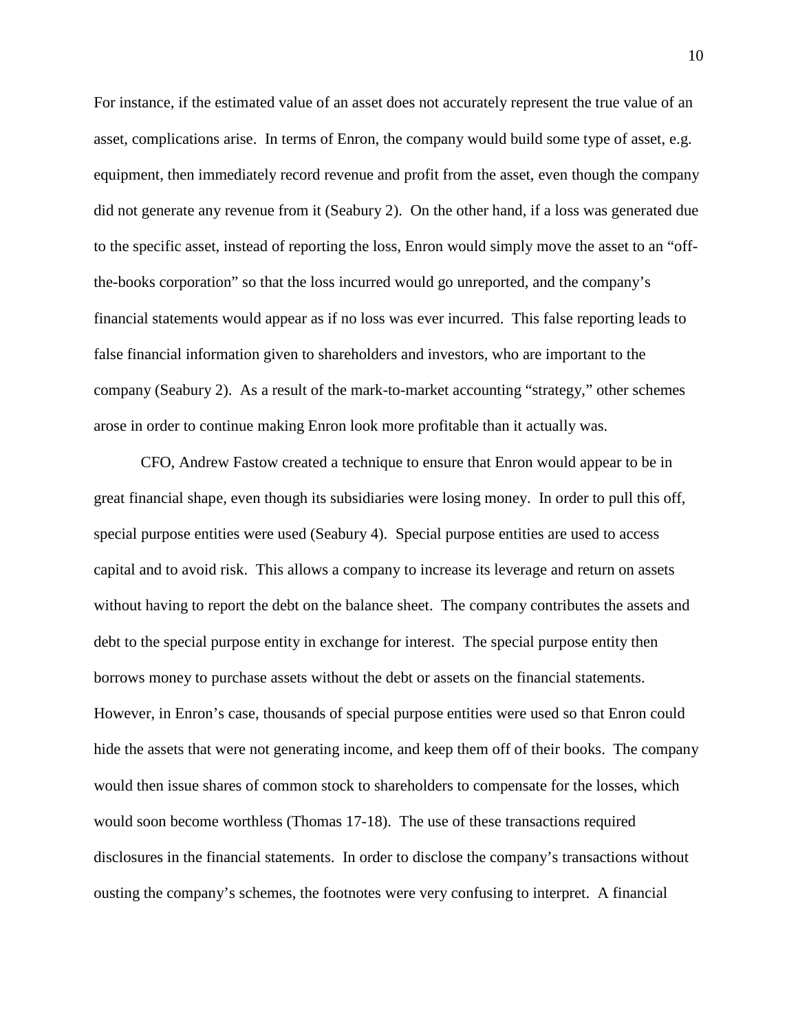For instance, if the estimated value of an asset does not accurately represent the true value of an asset, complications arise. In terms of Enron, the company would build some type of asset, e.g. equipment, then immediately record revenue and profit from the asset, even though the company did not generate any revenue from it (Seabury 2). On the other hand, if a loss was generated due to the specific asset, instead of reporting the loss, Enron would simply move the asset to an "off-the-books corporation" so that the loss incurred would go unreported, and the company's financial statements would appear as if no loss was ever incurred. This false reporting leads to false financial information given to shareholders and investors, who are important to the company (Seabury 2). As a result of the mark-to-market accounting "strategy," other schemes arose in order to continue making Enron look more profitable than it actually was.

CFO, Andrew Fastow created a technique to ensure that Enron would appear to be in great financial shape, even though its subsidiaries were losing money. In order to pull this off, special purpose entities were used (Seabury 4). Special purpose entities are used to access capital and to avoid risk. This allows a company to increase its leverage and return on assets without having to report the debt on the balance sheet. The company contributes the assets and debt to the special purpose entity in exchange for interest. The special purpose entity then borrows money to purchase assets without the debt or assets on the financial statements. However, in Enron's case, thousands of special purpose entities were used so that Enron could hide the assets that were not generating income, and keep them off of their books. The company would then issue shares of common stock to shareholders to compensate for the losses, which would soon become worthless (Thomas 17-18). The use of these transactions required disclosures in the financial statements. In order to disclose the company's transactions without ousting the company's schemes, the footnotes were very confusing to interpret. A financial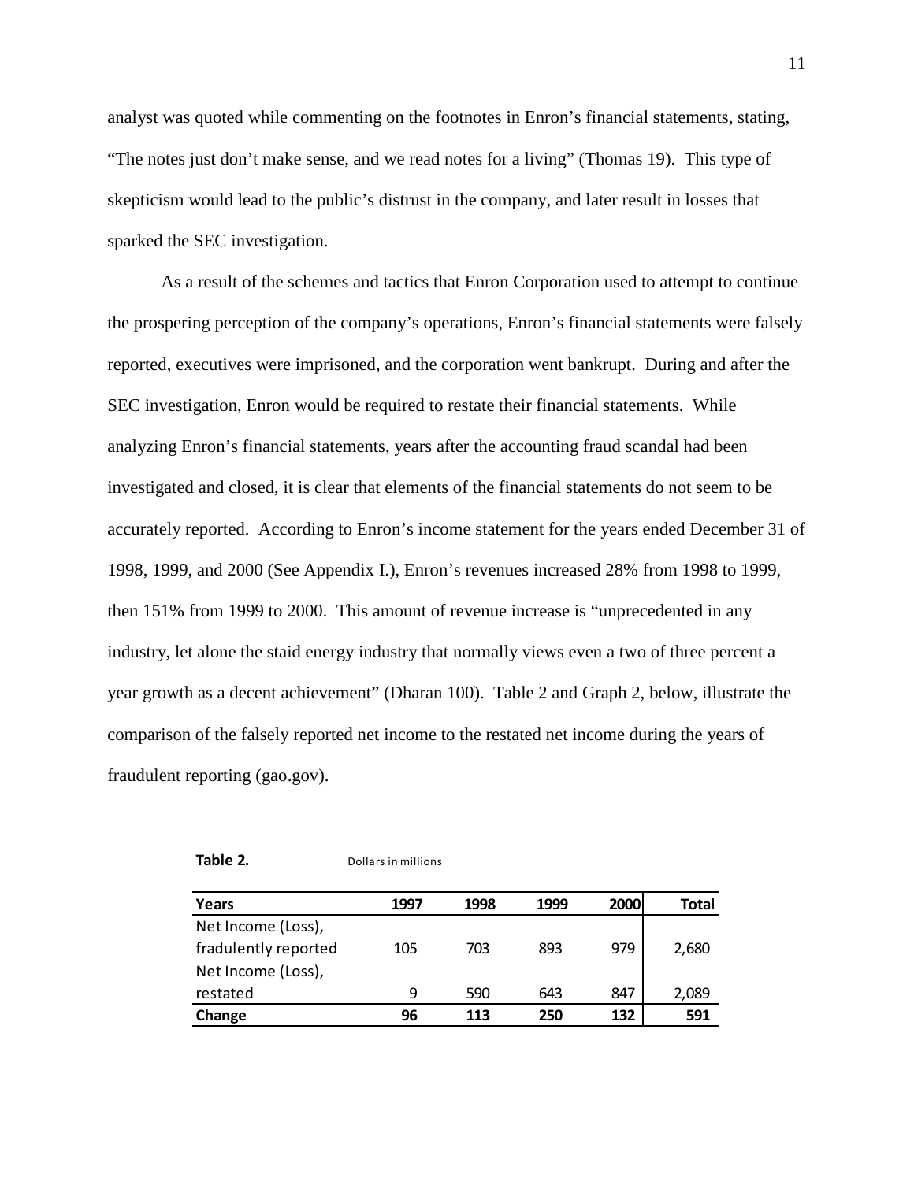analyst was quoted while commenting on the footnotes in Enron's financial statements, stating, "The notes just don't make sense, and we read notes for a living" (Thomas 19). This type of skepticism would lead to the public's distrust in the company, and later result in losses that sparked the SEC investigation.

As a result of the schemes and tactics that Enron Corporation used to attempt to continue the prospering perception of the company's operations, Enron's financial statements were falsely reported, executives were imprisoned, and the corporation went bankrupt. During and after the SEC investigation, Enron would be required to restate their financial statements. While analyzing Enron's financial statements, years after the accounting fraud scandal had been investigated and closed, it is clear that elements of the financial statements do not seem to be accurately reported. According to Enron's income statement for the years ended December 31 of 1998, 1999, and 2000 (See Appendix I.), Enron's revenues increased 28% from 1998 to 1999, then 151% from 1999 to 2000. This amount of revenue increase is "unprecedented in any industry, let alone the staid energy industry that normally views even a two of three percent a year growth as a decent achievement" (Dharan 100). Table 2 and Graph 2, below, illustrate the comparison of the falsely reported net income to the restated net income during the years of fraudulent reporting (gao.gov).

**Table 2.** Dollars in millions

| Years | 1997 | 1998 | 1999 | 2000 | Total |
|---|---|---|---|---|---|
| Net Income (Loss), fradulently reported | 105 | 703 | 893 | 979 | 2,680 |
| Net Income (Loss), restated | 9 | 590 | 643 | 847 | 2,089 |
| **Change** | **96** | **113** | **250** | **132** | **591** |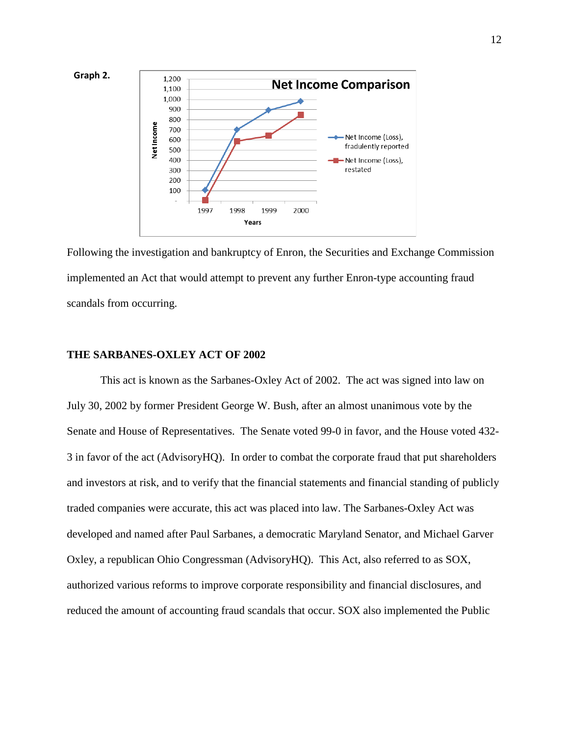**Graph 2.**

Following the investigation and bankruptcy of Enron, the Securities and Exchange Commission implemented an Act that would attempt to prevent any further Enron-type accounting fraud scandals from occurring.

## THE SARBANES-OXLEY ACT OF 2002

This act is known as the Sarbanes-Oxley Act of 2002. The act was signed into law on July 30, 2002 by former President George W. Bush, after an almost unanimous vote by the Senate and House of Representatives. The Senate voted 99-0 in favor, and the House voted 432-3 in favor of the act (AdvisoryHQ). In order to combat the corporate fraud that put shareholders and investors at risk, and to verify that the financial statements and financial standing of publicly traded companies were accurate, this act was placed into law. The Sarbanes-Oxley Act was developed and named after Paul Sarbanes, a democratic Maryland Senator, and Michael Garver Oxley, a republican Ohio Congressman (AdvisoryHQ). This Act, also referred to as SOX, authorized various reforms to improve corporate responsibility and financial disclosures, and reduced the amount of accounting fraud scandals that occur. SOX also implemented the Public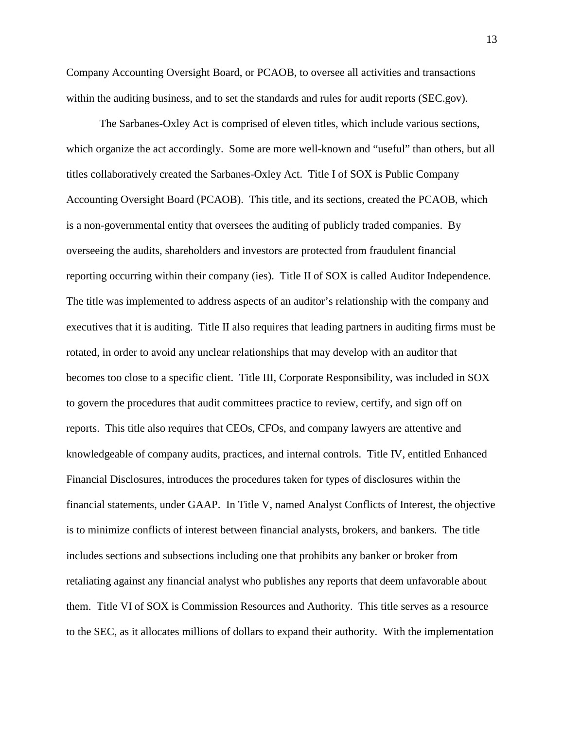Company Accounting Oversight Board, or PCAOB, to oversee all activities and transactions within the auditing business, and to set the standards and rules for audit reports (SEC.gov).

The Sarbanes-Oxley Act is comprised of eleven titles, which include various sections, which organize the act accordingly. Some are more well-known and "useful" than others, but all titles collaboratively created the Sarbanes-Oxley Act. Title I of SOX is Public Company Accounting Oversight Board (PCAOB). This title, and its sections, created the PCAOB, which is a non-governmental entity that oversees the auditing of publicly traded companies. By overseeing the audits, shareholders and investors are protected from fraudulent financial reporting occurring within their company (ies). Title II of SOX is called Auditor Independence. The title was implemented to address aspects of an auditor's relationship with the company and executives that it is auditing. Title II also requires that leading partners in auditing firms must be rotated, in order to avoid any unclear relationships that may develop with an auditor that becomes too close to a specific client. Title III, Corporate Responsibility, was included in SOX to govern the procedures that audit committees practice to review, certify, and sign off on reports. This title also requires that CEOs, CFOs, and company lawyers are attentive and knowledgeable of company audits, practices, and internal controls. Title IV, entitled Enhanced Financial Disclosures, introduces the procedures taken for types of disclosures within the financial statements, under GAAP. In Title V, named Analyst Conflicts of Interest, the objective is to minimize conflicts of interest between financial analysts, brokers, and bankers. The title includes sections and subsections including one that prohibits any banker or broker from retaliating against any financial analyst who publishes any reports that deem unfavorable about them. Title VI of SOX is Commission Resources and Authority. This title serves as a resource to the SEC, as it allocates millions of dollars to expand their authority. With the implementation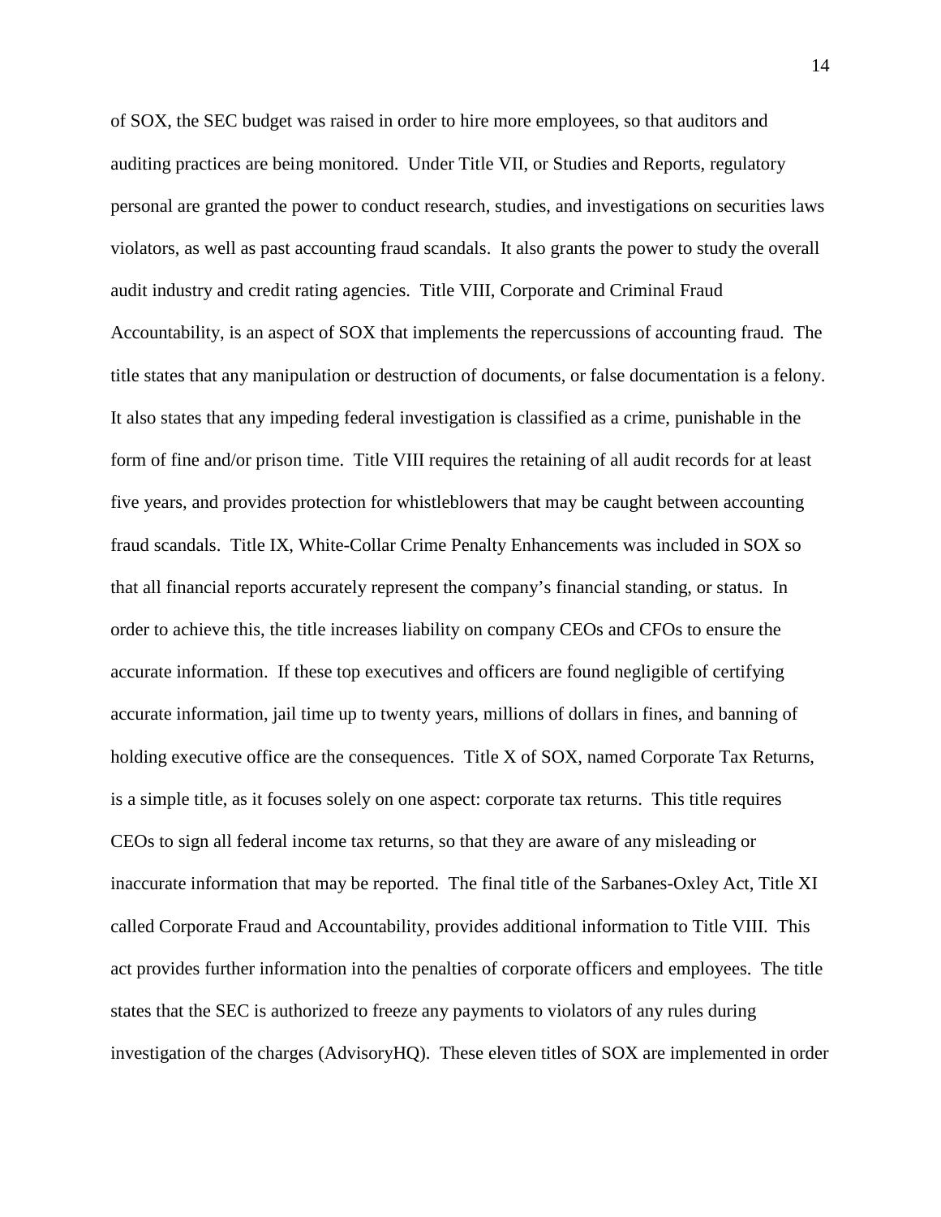of SOX, the SEC budget was raised in order to hire more employees, so that auditors and auditing practices are being monitored. Under Title VII, or Studies and Reports, regulatory personal are granted the power to conduct research, studies, and investigations on securities laws violators, as well as past accounting fraud scandals. It also grants the power to study the overall audit industry and credit rating agencies. Title VIII, Corporate and Criminal Fraud Accountability, is an aspect of SOX that implements the repercussions of accounting fraud. The title states that any manipulation or destruction of documents, or false documentation is a felony. It also states that any impeding federal investigation is classified as a crime, punishable in the form of fine and/or prison time. Title VIII requires the retaining of all audit records for at least five years, and provides protection for whistleblowers that may be caught between accounting fraud scandals. Title IX, White-Collar Crime Penalty Enhancements was included in SOX so that all financial reports accurately represent the company's financial standing, or status. In order to achieve this, the title increases liability on company CEOs and CFOs to ensure the accurate information. If these top executives and officers are found negligible of certifying accurate information, jail time up to twenty years, millions of dollars in fines, and banning of holding executive office are the consequences. Title X of SOX, named Corporate Tax Returns, is a simple title, as it focuses solely on one aspect: corporate tax returns. This title requires CEOs to sign all federal income tax returns, so that they are aware of any misleading or inaccurate information that may be reported. The final title of the Sarbanes-Oxley Act, Title XI called Corporate Fraud and Accountability, provides additional information to Title VIII. This act provides further information into the penalties of corporate officers and employees. The title states that the SEC is authorized to freeze any payments to violators of any rules during investigation of the charges (AdvisoryHQ). These eleven titles of SOX are implemented in order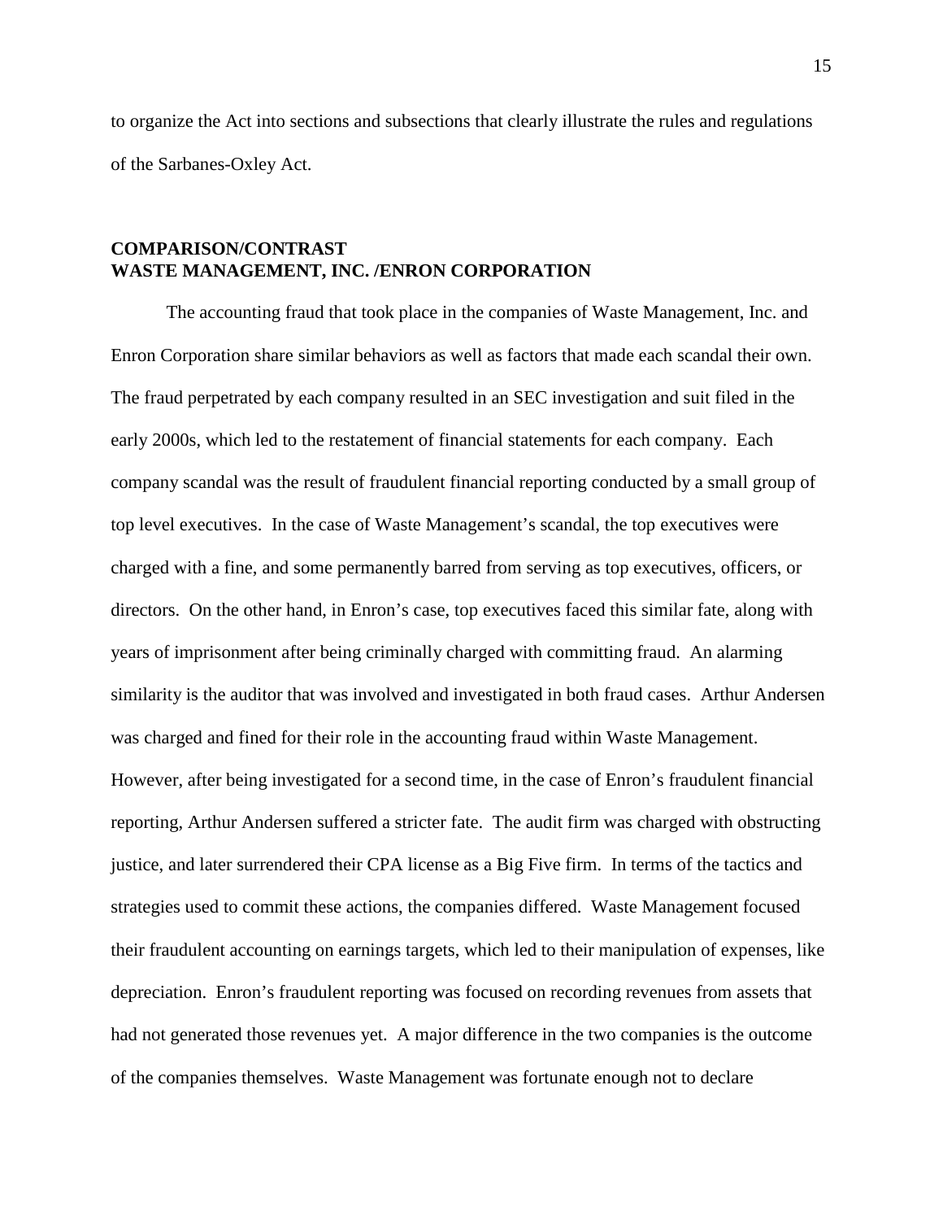to organize the Act into sections and subsections that clearly illustrate the rules and regulations of the Sarbanes-Oxley Act.

## COMPARISON/CONTRAST
## WASTE MANAGEMENT, INC. /ENRON CORPORATION

The accounting fraud that took place in the companies of Waste Management, Inc. and Enron Corporation share similar behaviors as well as factors that made each scandal their own. The fraud perpetrated by each company resulted in an SEC investigation and suit filed in the early 2000s, which led to the restatement of financial statements for each company. Each company scandal was the result of fraudulent financial reporting conducted by a small group of top level executives. In the case of Waste Management's scandal, the top executives were charged with a fine, and some permanently barred from serving as top executives, officers, or directors. On the other hand, in Enron's case, top executives faced this similar fate, along with years of imprisonment after being criminally charged with committing fraud. An alarming similarity is the auditor that was involved and investigated in both fraud cases. Arthur Andersen was charged and fined for their role in the accounting fraud within Waste Management. However, after being investigated for a second time, in the case of Enron's fraudulent financial reporting, Arthur Andersen suffered a stricter fate. The audit firm was charged with obstructing justice, and later surrendered their CPA license as a Big Five firm. In terms of the tactics and strategies used to commit these actions, the companies differed. Waste Management focused their fraudulent accounting on earnings targets, which led to their manipulation of expenses, like depreciation. Enron's fraudulent reporting was focused on recording revenues from assets that had not generated those revenues yet. A major difference in the two companies is the outcome of the companies themselves. Waste Management was fortunate enough not to declare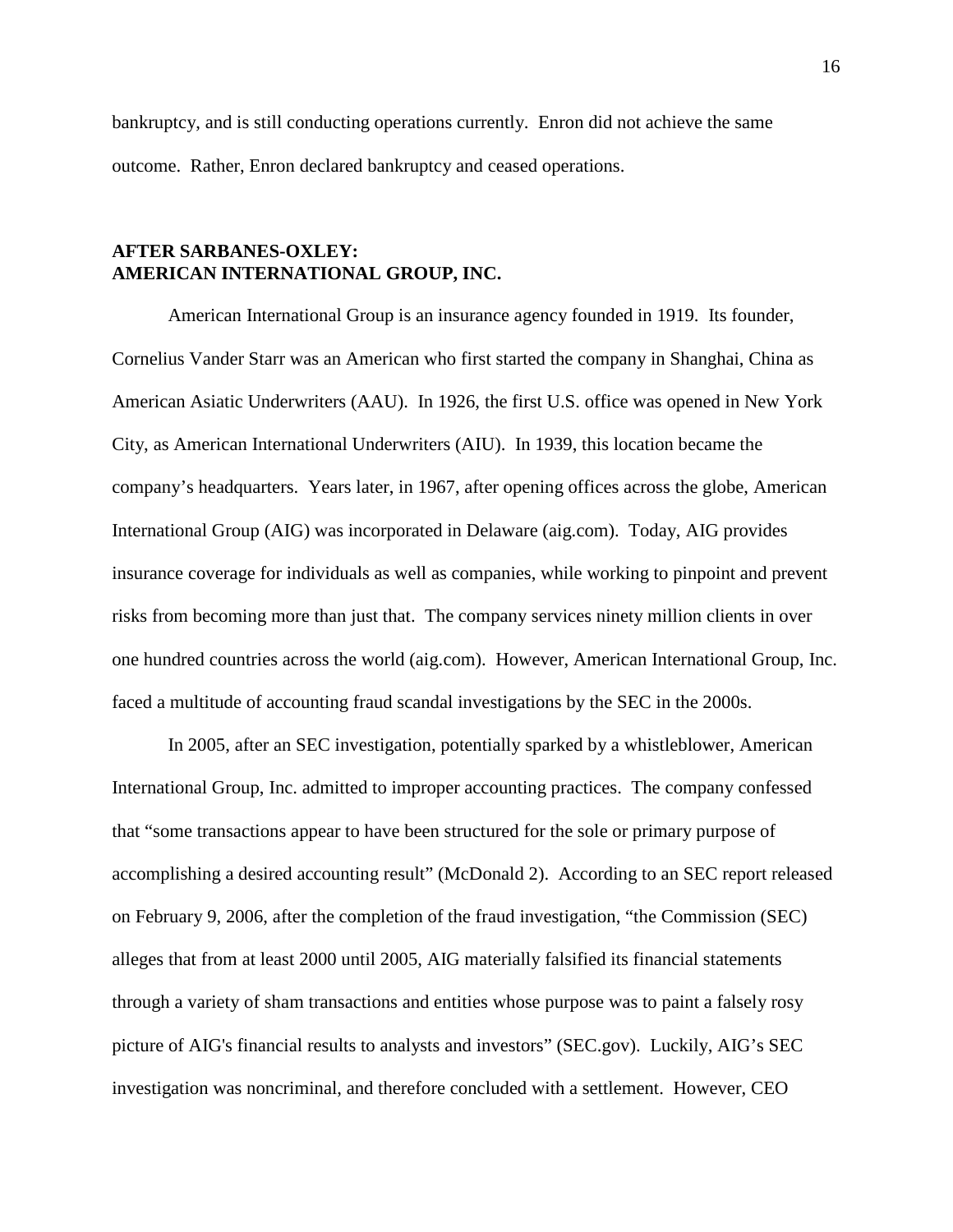bankruptcy, and is still conducting operations currently. Enron did not achieve the same outcome. Rather, Enron declared bankruptcy and ceased operations.

## AFTER SARBANES-OXLEY: AMERICAN INTERNATIONAL GROUP, INC.

American International Group is an insurance agency founded in 1919. Its founder, Cornelius Vander Starr was an American who first started the company in Shanghai, China as American Asiatic Underwriters (AAU). In 1926, the first U.S. office was opened in New York City, as American International Underwriters (AIU). In 1939, this location became the company's headquarters. Years later, in 1967, after opening offices across the globe, American International Group (AIG) was incorporated in Delaware (aig.com). Today, AIG provides insurance coverage for individuals as well as companies, while working to pinpoint and prevent risks from becoming more than just that. The company services ninety million clients in over one hundred countries across the world (aig.com). However, American International Group, Inc. faced a multitude of accounting fraud scandal investigations by the SEC in the 2000s.

In 2005, after an SEC investigation, potentially sparked by a whistleblower, American International Group, Inc. admitted to improper accounting practices. The company confessed that "some transactions appear to have been structured for the sole or primary purpose of accomplishing a desired accounting result" (McDonald 2). According to an SEC report released on February 9, 2006, after the completion of the fraud investigation, "the Commission (SEC) alleges that from at least 2000 until 2005, AIG materially falsified its financial statements through a variety of sham transactions and entities whose purpose was to paint a falsely rosy picture of AIG's financial results to analysts and investors" (SEC.gov). Luckily, AIG's SEC investigation was noncriminal, and therefore concluded with a settlement. However, CEO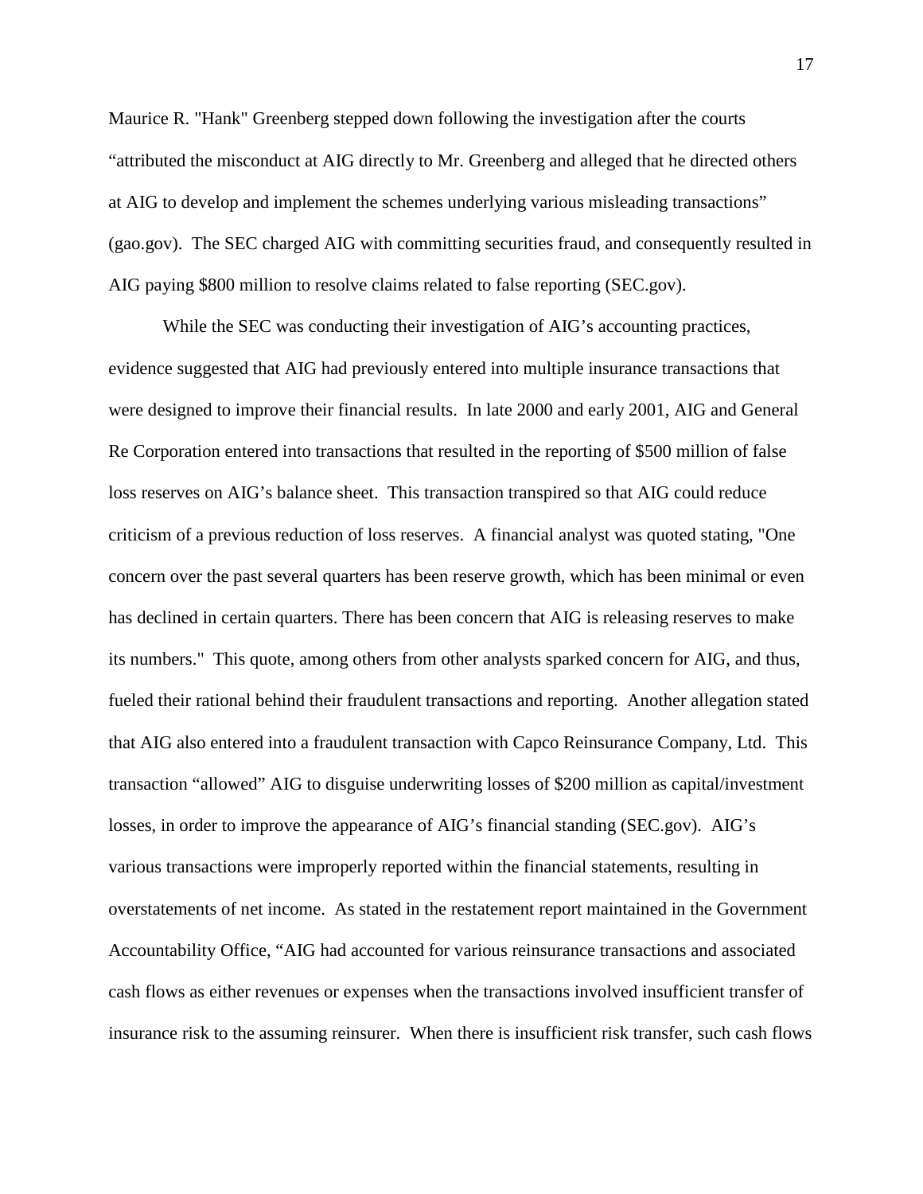Maurice R. "Hank" Greenberg stepped down following the investigation after the courts "attributed the misconduct at AIG directly to Mr. Greenberg and alleged that he directed others at AIG to develop and implement the schemes underlying various misleading transactions" (gao.gov). The SEC charged AIG with committing securities fraud, and consequently resulted in AIG paying $800 million to resolve claims related to false reporting (SEC.gov).

While the SEC was conducting their investigation of AIG's accounting practices, evidence suggested that AIG had previously entered into multiple insurance transactions that were designed to improve their financial results. In late 2000 and early 2001, AIG and General Re Corporation entered into transactions that resulted in the reporting of $500 million of false loss reserves on AIG's balance sheet. This transaction transpired so that AIG could reduce criticism of a previous reduction of loss reserves. A financial analyst was quoted stating, "One concern over the past several quarters has been reserve growth, which has been minimal or even has declined in certain quarters. There has been concern that AIG is releasing reserves to make its numbers." This quote, among others from other analysts sparked concern for AIG, and thus, fueled their rational behind their fraudulent transactions and reporting. Another allegation stated that AIG also entered into a fraudulent transaction with Capco Reinsurance Company, Ltd. This transaction "allowed" AIG to disguise underwriting losses of $200 million as capital/investment losses, in order to improve the appearance of AIG's financial standing (SEC.gov). AIG's various transactions were improperly reported within the financial statements, resulting in overstatements of net income. As stated in the restatement report maintained in the Government Accountability Office, "AIG had accounted for various reinsurance transactions and associated cash flows as either revenues or expenses when the transactions involved insufficient transfer of insurance risk to the assuming reinsurer. When there is insufficient risk transfer, such cash flows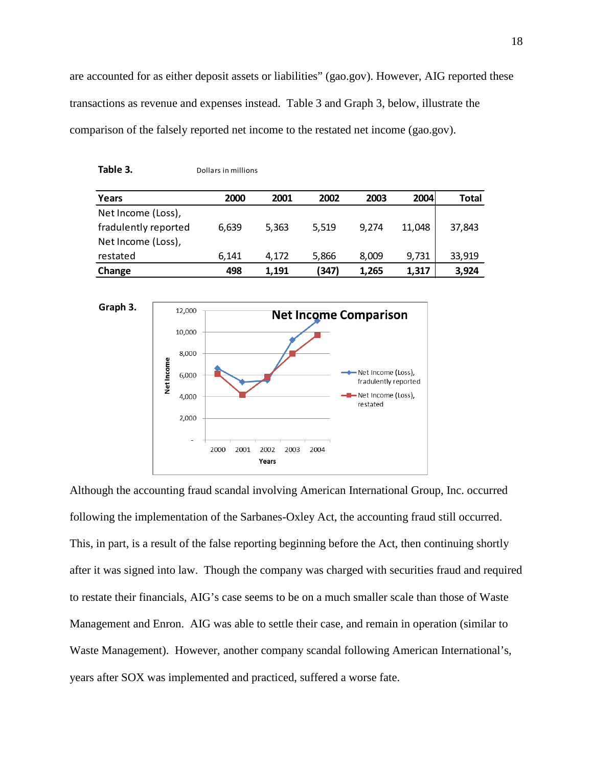are accounted for as either deposit assets or liabilities" (gao.gov). However, AIG reported these transactions as revenue and expenses instead. Table 3 and Graph 3, below, illustrate the comparison of the falsely reported net income to the restated net income (gao.gov).

**Table 3.** Dollars in millions

| Years | 2000 | 2001 | 2002 | 2003 | 2004 | Total |
|---|---|---|---|---|---|---|
| Net Income (Loss), fradulently reported | 6,639 | 5,363 | 5,519 | 9,274 | 11,048 | 37,843 |
| Net Income (Loss), restated | 6,141 | 4,172 | 5,866 | 8,009 | 9,731 | 33,919 |
| **Change** | **498** | **1,191** | **(347)** | **1,265** | **1,317** | **3,924** |

**Graph 3.**

Although the accounting fraud scandal involving American International Group, Inc. occurred following the implementation of the Sarbanes-Oxley Act, the accounting fraud still occurred. This, in part, is a result of the false reporting beginning before the Act, then continuing shortly after it was signed into law. Though the company was charged with securities fraud and required to restate their financials, AIG's case seems to be on a much smaller scale than those of Waste Management and Enron. AIG was able to settle their case, and remain in operation (similar to Waste Management). However, another company scandal following American International's, years after SOX was implemented and practiced, suffered a worse fate.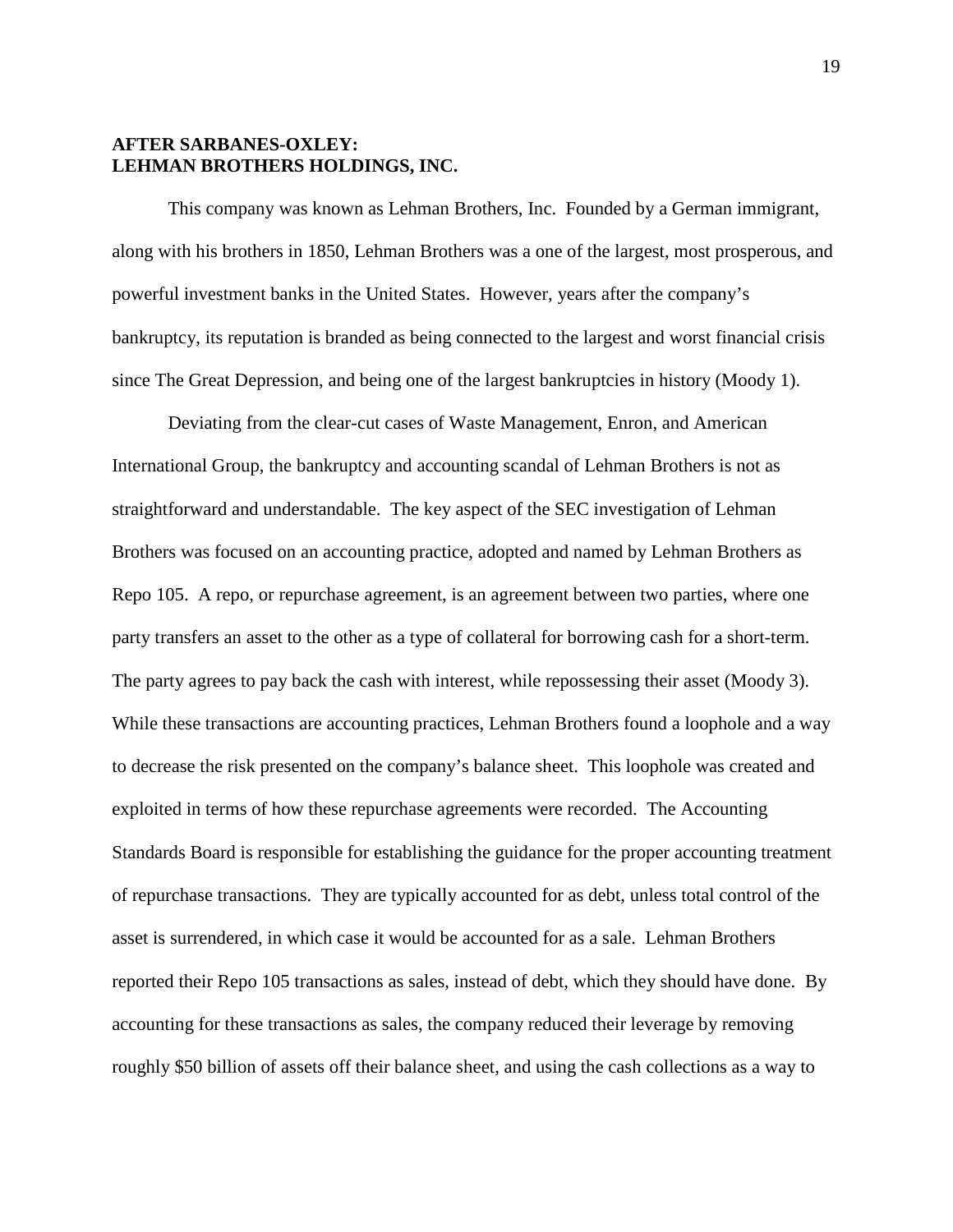**AFTER SARBANES-OXLEY:**
**LEHMAN BROTHERS HOLDINGS, INC.**

This company was known as Lehman Brothers, Inc. Founded by a German immigrant, along with his brothers in 1850, Lehman Brothers was a one of the largest, most prosperous, and powerful investment banks in the United States. However, years after the company's bankruptcy, its reputation is branded as being connected to the largest and worst financial crisis since The Great Depression, and being one of the largest bankruptcies in history (Moody 1).

Deviating from the clear-cut cases of Waste Management, Enron, and American International Group, the bankruptcy and accounting scandal of Lehman Brothers is not as straightforward and understandable. The key aspect of the SEC investigation of Lehman Brothers was focused on an accounting practice, adopted and named by Lehman Brothers as Repo 105. A repo, or repurchase agreement, is an agreement between two parties, where one party transfers an asset to the other as a type of collateral for borrowing cash for a short-term. The party agrees to pay back the cash with interest, while repossessing their asset (Moody 3). While these transactions are accounting practices, Lehman Brothers found a loophole and a way to decrease the risk presented on the company's balance sheet. This loophole was created and exploited in terms of how these repurchase agreements were recorded. The Accounting Standards Board is responsible for establishing the guidance for the proper accounting treatment of repurchase transactions. They are typically accounted for as debt, unless total control of the asset is surrendered, in which case it would be accounted for as a sale. Lehman Brothers reported their Repo 105 transactions as sales, instead of debt, which they should have done. By accounting for these transactions as sales, the company reduced their leverage by removing roughly $50 billion of assets off their balance sheet, and using the cash collections as a way to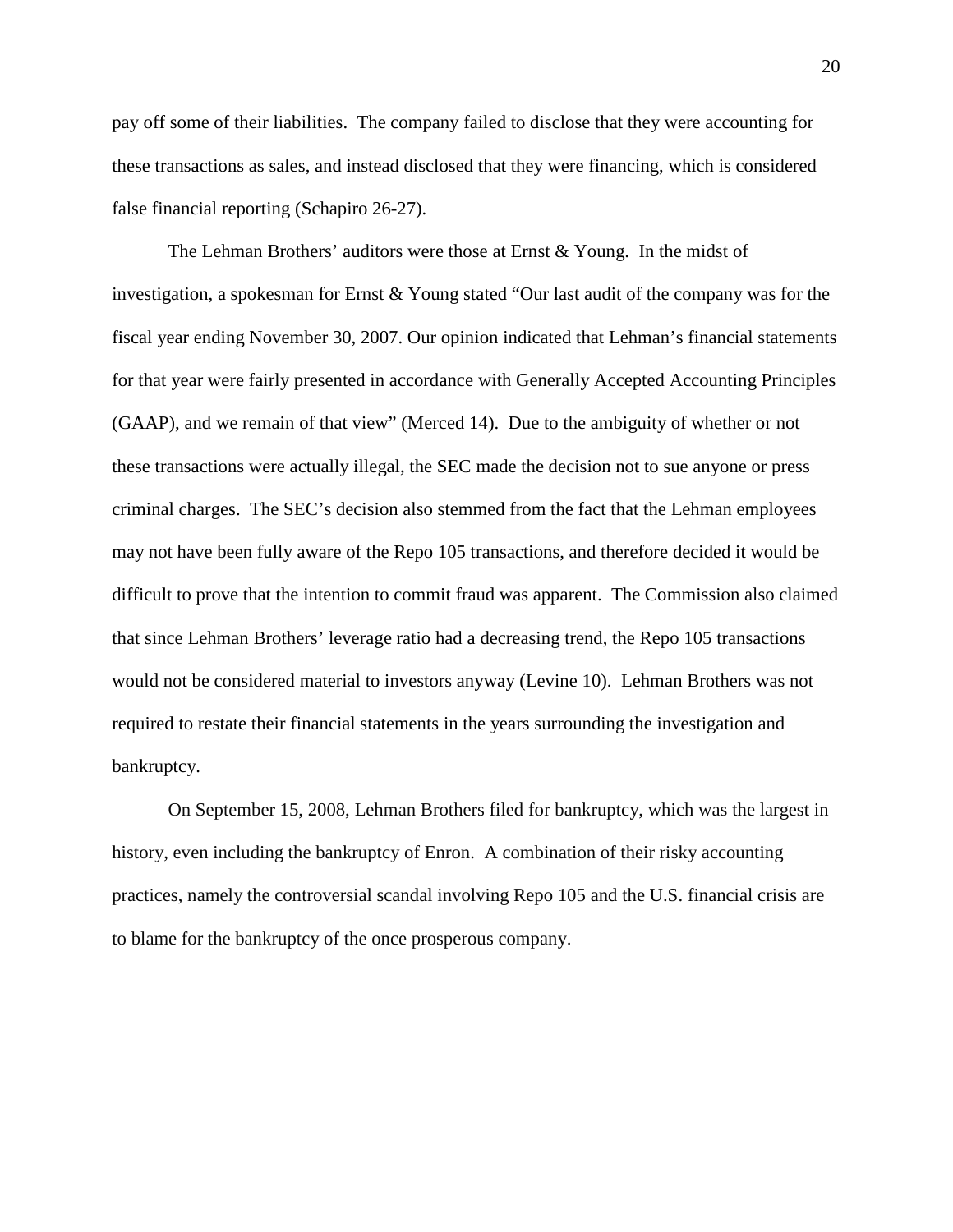pay off some of their liabilities. The company failed to disclose that they were accounting for these transactions as sales, and instead disclosed that they were financing, which is considered false financial reporting (Schapiro 26-27).

The Lehman Brothers' auditors were those at Ernst & Young. In the midst of investigation, a spokesman for Ernst & Young stated "Our last audit of the company was for the fiscal year ending November 30, 2007. Our opinion indicated that Lehman's financial statements for that year were fairly presented in accordance with Generally Accepted Accounting Principles (GAAP), and we remain of that view" (Merced 14). Due to the ambiguity of whether or not these transactions were actually illegal, the SEC made the decision not to sue anyone or press criminal charges. The SEC's decision also stemmed from the fact that the Lehman employees may not have been fully aware of the Repo 105 transactions, and therefore decided it would be difficult to prove that the intention to commit fraud was apparent. The Commission also claimed that since Lehman Brothers' leverage ratio had a decreasing trend, the Repo 105 transactions would not be considered material to investors anyway (Levine 10). Lehman Brothers was not required to restate their financial statements in the years surrounding the investigation and bankruptcy.

On September 15, 2008, Lehman Brothers filed for bankruptcy, which was the largest in history, even including the bankruptcy of Enron. A combination of their risky accounting practices, namely the controversial scandal involving Repo 105 and the U.S. financial crisis are to blame for the bankruptcy of the once prosperous company.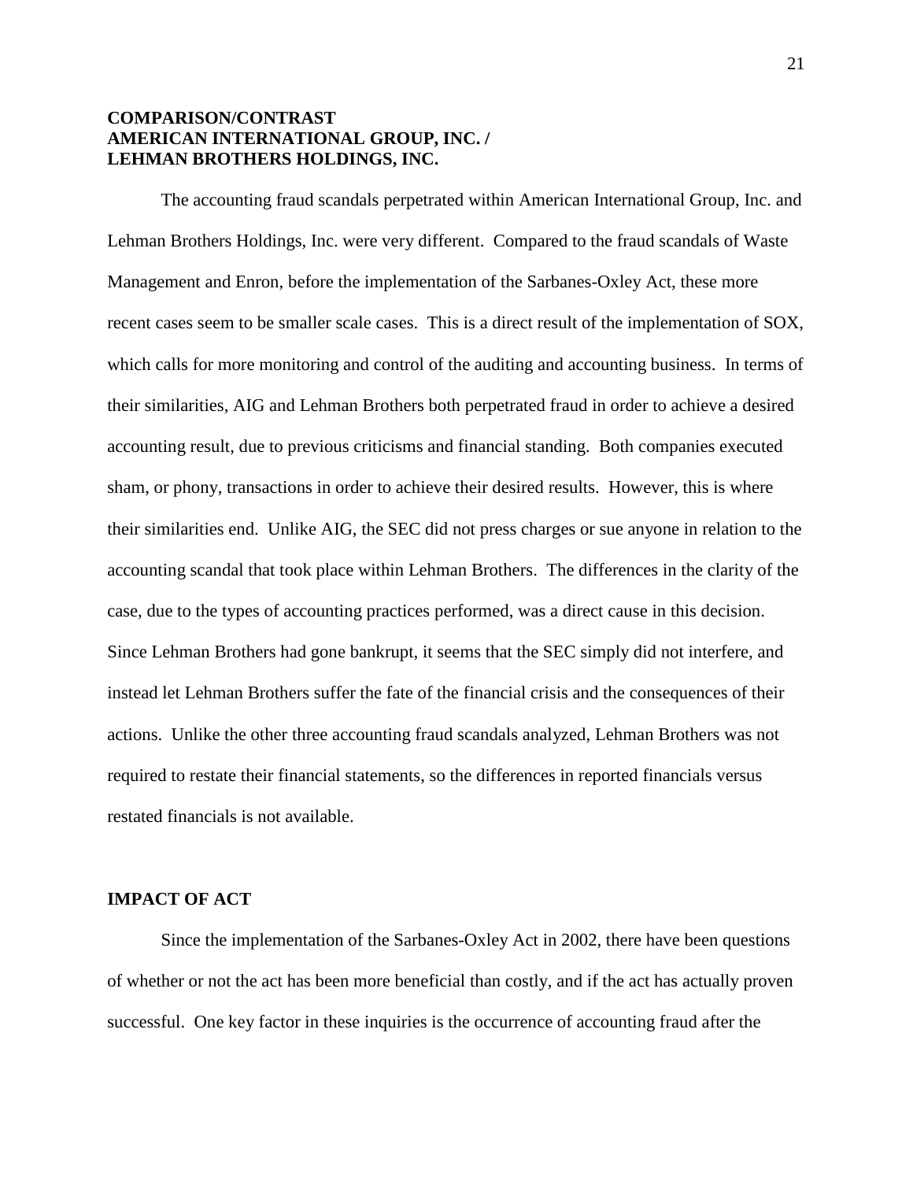## COMPARISON/CONTRAST AMERICAN INTERNATIONAL GROUP, INC. / LEHMAN BROTHERS HOLDINGS, INC.

The accounting fraud scandals perpetrated within American International Group, Inc. and Lehman Brothers Holdings, Inc. were very different. Compared to the fraud scandals of Waste Management and Enron, before the implementation of the Sarbanes-Oxley Act, these more recent cases seem to be smaller scale cases. This is a direct result of the implementation of SOX, which calls for more monitoring and control of the auditing and accounting business. In terms of their similarities, AIG and Lehman Brothers both perpetrated fraud in order to achieve a desired accounting result, due to previous criticisms and financial standing. Both companies executed sham, or phony, transactions in order to achieve their desired results. However, this is where their similarities end. Unlike AIG, the SEC did not press charges or sue anyone in relation to the accounting scandal that took place within Lehman Brothers. The differences in the clarity of the case, due to the types of accounting practices performed, was a direct cause in this decision. Since Lehman Brothers had gone bankrupt, it seems that the SEC simply did not interfere, and instead let Lehman Brothers suffer the fate of the financial crisis and the consequences of their actions. Unlike the other three accounting fraud scandals analyzed, Lehman Brothers was not required to restate their financial statements, so the differences in reported financials versus restated financials is not available.

## IMPACT OF ACT

Since the implementation of the Sarbanes-Oxley Act in 2002, there have been questions of whether or not the act has been more beneficial than costly, and if the act has actually proven successful. One key factor in these inquiries is the occurrence of accounting fraud after the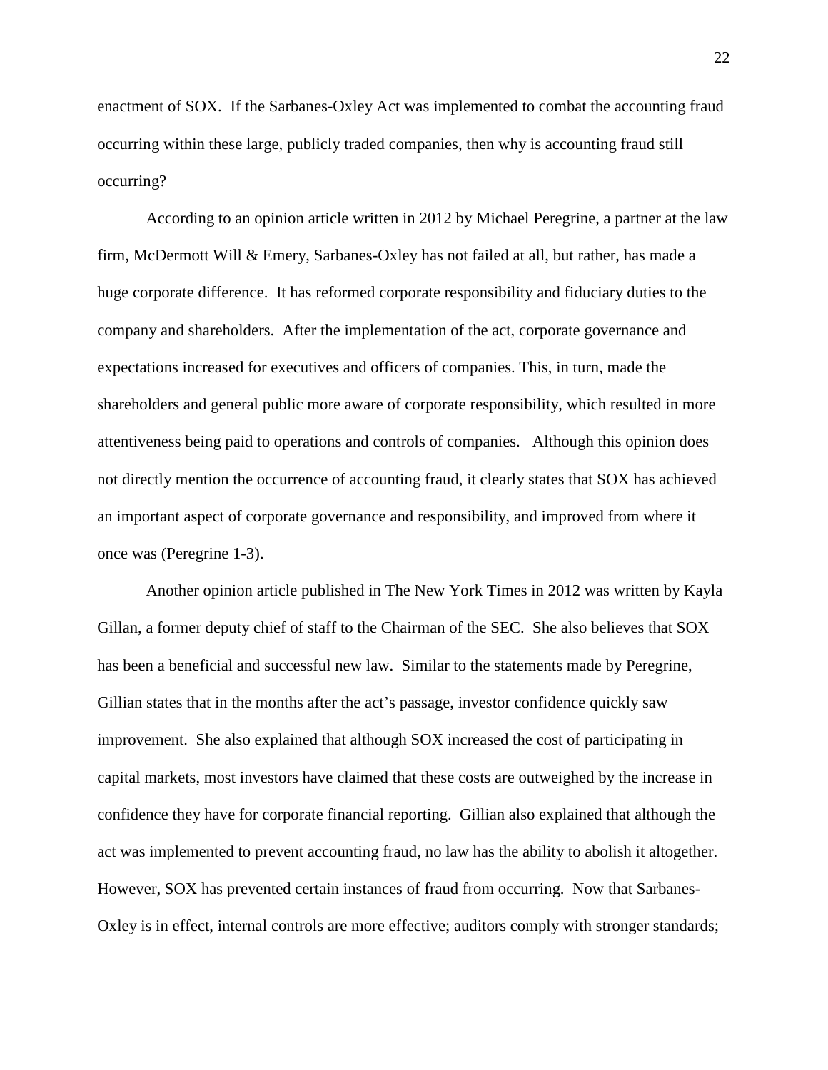enactment of SOX. If the Sarbanes-Oxley Act was implemented to combat the accounting fraud occurring within these large, publicly traded companies, then why is accounting fraud still occurring?

According to an opinion article written in 2012 by Michael Peregrine, a partner at the law firm, McDermott Will & Emery, Sarbanes-Oxley has not failed at all, but rather, has made a huge corporate difference. It has reformed corporate responsibility and fiduciary duties to the company and shareholders. After the implementation of the act, corporate governance and expectations increased for executives and officers of companies. This, in turn, made the shareholders and general public more aware of corporate responsibility, which resulted in more attentiveness being paid to operations and controls of companies. Although this opinion does not directly mention the occurrence of accounting fraud, it clearly states that SOX has achieved an important aspect of corporate governance and responsibility, and improved from where it once was (Peregrine 1-3).

Another opinion article published in The New York Times in 2012 was written by Kayla Gillan, a former deputy chief of staff to the Chairman of the SEC. She also believes that SOX has been a beneficial and successful new law. Similar to the statements made by Peregrine, Gillian states that in the months after the act's passage, investor confidence quickly saw improvement. She also explained that although SOX increased the cost of participating in capital markets, most investors have claimed that these costs are outweighed by the increase in confidence they have for corporate financial reporting. Gillian also explained that although the act was implemented to prevent accounting fraud, no law has the ability to abolish it altogether. However, SOX has prevented certain instances of fraud from occurring. Now that Sarbanes-Oxley is in effect, internal controls are more effective; auditors comply with stronger standards;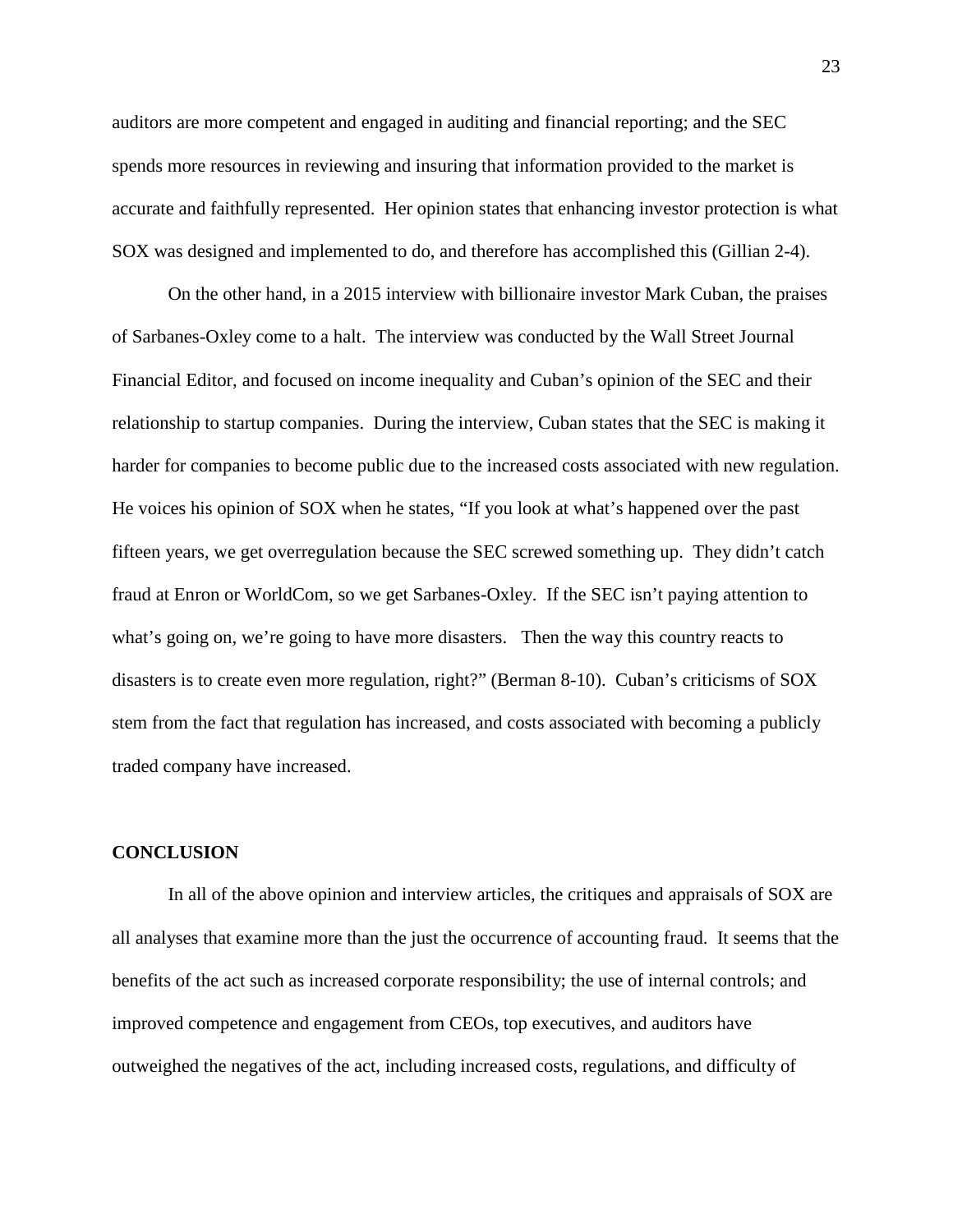auditors are more competent and engaged in auditing and financial reporting; and the SEC spends more resources in reviewing and insuring that information provided to the market is accurate and faithfully represented. Her opinion states that enhancing investor protection is what SOX was designed and implemented to do, and therefore has accomplished this (Gillian 2-4).

On the other hand, in a 2015 interview with billionaire investor Mark Cuban, the praises of Sarbanes-Oxley come to a halt. The interview was conducted by the Wall Street Journal Financial Editor, and focused on income inequality and Cuban's opinion of the SEC and their relationship to startup companies. During the interview, Cuban states that the SEC is making it harder for companies to become public due to the increased costs associated with new regulation. He voices his opinion of SOX when he states, "If you look at what's happened over the past fifteen years, we get overregulation because the SEC screwed something up. They didn't catch fraud at Enron or WorldCom, so we get Sarbanes-Oxley. If the SEC isn't paying attention to what's going on, we're going to have more disasters. Then the way this country reacts to disasters is to create even more regulation, right?" (Berman 8-10). Cuban's criticisms of SOX stem from the fact that regulation has increased, and costs associated with becoming a publicly traded company have increased.

## CONCLUSION

In all of the above opinion and interview articles, the critiques and appraisals of SOX are all analyses that examine more than the just the occurrence of accounting fraud. It seems that the benefits of the act such as increased corporate responsibility; the use of internal controls; and improved competence and engagement from CEOs, top executives, and auditors have outweighed the negatives of the act, including increased costs, regulations, and difficulty of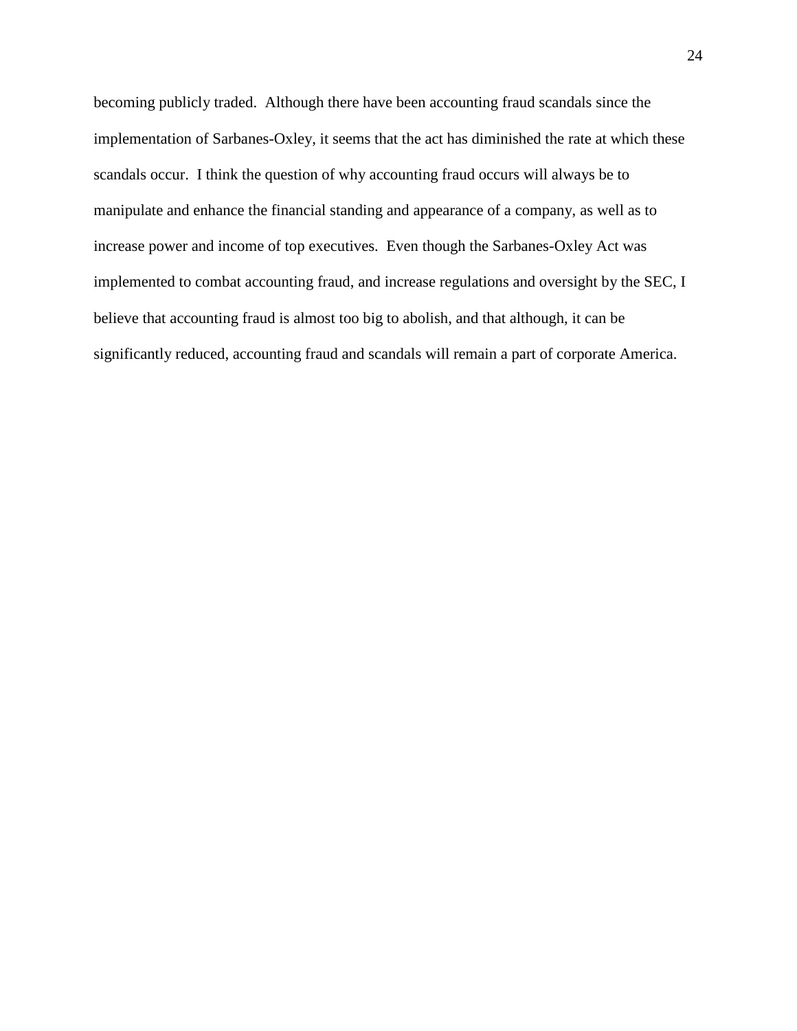becoming publicly traded. Although there have been accounting fraud scandals since the implementation of Sarbanes-Oxley, it seems that the act has diminished the rate at which these scandals occur. I think the question of why accounting fraud occurs will always be to manipulate and enhance the financial standing and appearance of a company, as well as to increase power and income of top executives. Even though the Sarbanes-Oxley Act was implemented to combat accounting fraud, and increase regulations and oversight by the SEC, I believe that accounting fraud is almost too big to abolish, and that although, it can be significantly reduced, accounting fraud and scandals will remain a part of corporate America.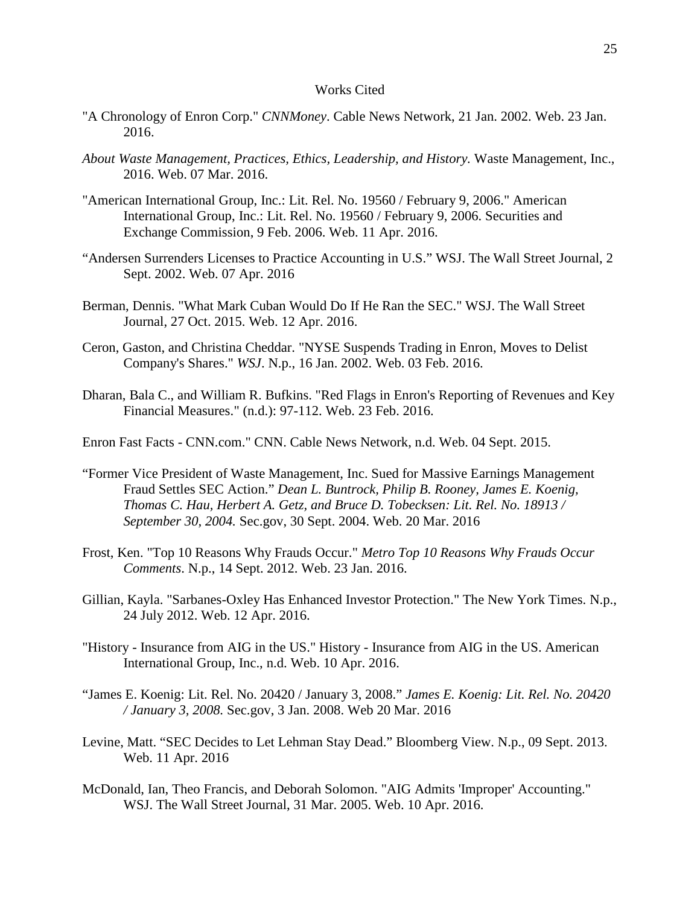# Works Cited

"A Chronology of Enron Corp." *CNNMoney*. Cable News Network, 21 Jan. 2002. Web. 23 Jan. 2016.

*About Waste Management, Practices, Ethics, Leadership, and History.* Waste Management, Inc., 2016. Web. 07 Mar. 2016.

"American International Group, Inc.: Lit. Rel. No. 19560 / February 9, 2006." American International Group, Inc.: Lit. Rel. No. 19560 / February 9, 2006. Securities and Exchange Commission, 9 Feb. 2006. Web. 11 Apr. 2016.

"Andersen Surrenders Licenses to Practice Accounting in U.S." WSJ. The Wall Street Journal, 2 Sept. 2002. Web. 07 Apr. 2016

Berman, Dennis. "What Mark Cuban Would Do If He Ran the SEC." WSJ. The Wall Street Journal, 27 Oct. 2015. Web. 12 Apr. 2016.

Ceron, Gaston, and Christina Cheddar. "NYSE Suspends Trading in Enron, Moves to Delist Company's Shares." *WSJ*. N.p., 16 Jan. 2002. Web. 03 Feb. 2016.

Dharan, Bala C., and William R. Bufkins. "Red Flags in Enron's Reporting of Revenues and Key Financial Measures." (n.d.): 97-112. Web. 23 Feb. 2016.

Enron Fast Facts - CNN.com." CNN. Cable News Network, n.d. Web. 04 Sept. 2015.

"Former Vice President of Waste Management, Inc. Sued for Massive Earnings Management Fraud Settles SEC Action." *Dean L. Buntrock, Philip B. Rooney, James E. Koenig, Thomas C. Hau, Herbert A. Getz, and Bruce D. Tobecksen: Lit. Rel. No. 18913 / September 30, 2004.* Sec.gov, 30 Sept. 2004. Web. 20 Mar. 2016

Frost, Ken. "Top 10 Reasons Why Frauds Occur." *Metro Top 10 Reasons Why Frauds Occur Comments*. N.p., 14 Sept. 2012. Web. 23 Jan. 2016.

Gillian, Kayla. "Sarbanes-Oxley Has Enhanced Investor Protection." The New York Times. N.p., 24 July 2012. Web. 12 Apr. 2016.

"History - Insurance from AIG in the US." History - Insurance from AIG in the US. American International Group, Inc., n.d. Web. 10 Apr. 2016.

"James E. Koenig: Lit. Rel. No. 20420 / January 3, 2008." *James E. Koenig: Lit. Rel. No. 20420 / January 3, 2008.* Sec.gov, 3 Jan. 2008. Web 20 Mar. 2016

Levine, Matt. "SEC Decides to Let Lehman Stay Dead." Bloomberg View. N.p., 09 Sept. 2013. Web. 11 Apr. 2016

McDonald, Ian, Theo Francis, and Deborah Solomon. "AIG Admits 'Improper' Accounting." WSJ. The Wall Street Journal, 31 Mar. 2005. Web. 10 Apr. 2016.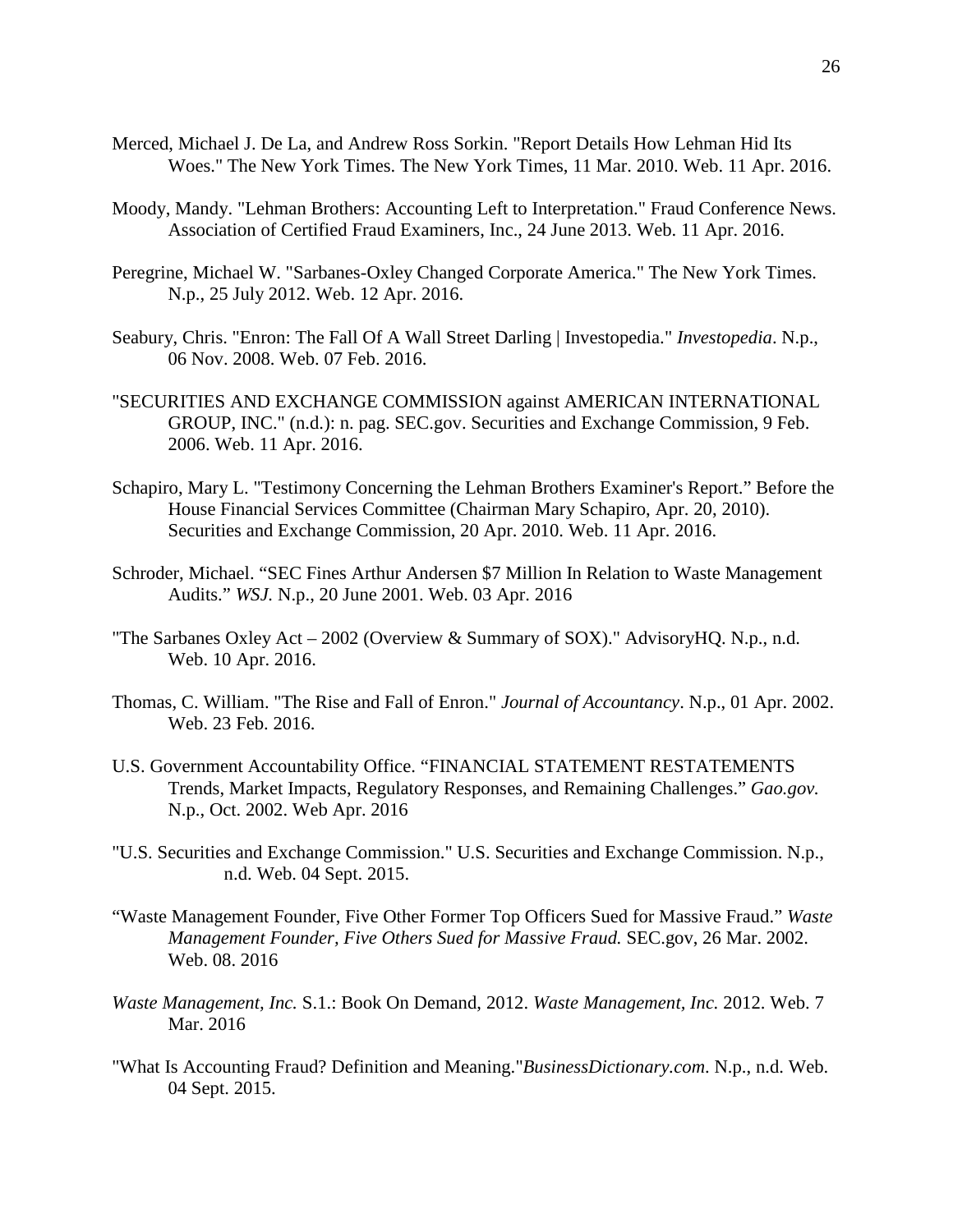Merced, Michael J. De La, and Andrew Ross Sorkin. "Report Details How Lehman Hid Its Woes." The New York Times. The New York Times, 11 Mar. 2010. Web. 11 Apr. 2016.

Moody, Mandy. "Lehman Brothers: Accounting Left to Interpretation." Fraud Conference News. Association of Certified Fraud Examiners, Inc., 24 June 2013. Web. 11 Apr. 2016.

Peregrine, Michael W. "Sarbanes-Oxley Changed Corporate America." The New York Times. N.p., 25 July 2012. Web. 12 Apr. 2016.

Seabury, Chris. "Enron: The Fall Of A Wall Street Darling | Investopedia." *Investopedia*. N.p., 06 Nov. 2008. Web. 07 Feb. 2016.

"SECURITIES AND EXCHANGE COMMISSION against AMERICAN INTERNATIONAL GROUP, INC." (n.d.): n. pag. SEC.gov. Securities and Exchange Commission, 9 Feb. 2006. Web. 11 Apr. 2016.

Schapiro, Mary L. "Testimony Concerning the Lehman Brothers Examiner's Report." Before the House Financial Services Committee (Chairman Mary Schapiro, Apr. 20, 2010). Securities and Exchange Commission, 20 Apr. 2010. Web. 11 Apr. 2016.

Schroder, Michael. "SEC Fines Arthur Andersen $7 Million In Relation to Waste Management Audits." *WSJ.* N.p., 20 June 2001. Web. 03 Apr. 2016

"The Sarbanes Oxley Act – 2002 (Overview & Summary of SOX)." AdvisoryHQ. N.p., n.d. Web. 10 Apr. 2016.

Thomas, C. William. "The Rise and Fall of Enron." *Journal of Accountancy*. N.p., 01 Apr. 2002. Web. 23 Feb. 2016.

U.S. Government Accountability Office. "FINANCIAL STATEMENT RESTATEMENTS Trends, Market Impacts, Regulatory Responses, and Remaining Challenges." *Gao.gov.* N.p., Oct. 2002. Web Apr. 2016

"U.S. Securities and Exchange Commission." U.S. Securities and Exchange Commission. N.p., n.d. Web. 04 Sept. 2015.

"Waste Management Founder, Five Other Former Top Officers Sued for Massive Fraud." *Waste Management Founder, Five Others Sued for Massive Fraud.* SEC.gov, 26 Mar. 2002. Web. 08. 2016

*Waste Management, Inc.* S.1.: Book On Demand, 2012. *Waste Management, Inc.* 2012. Web. 7 Mar. 2016

"What Is Accounting Fraud? Definition and Meaning."*BusinessDictionary.com*. N.p., n.d. Web. 04 Sept. 2015.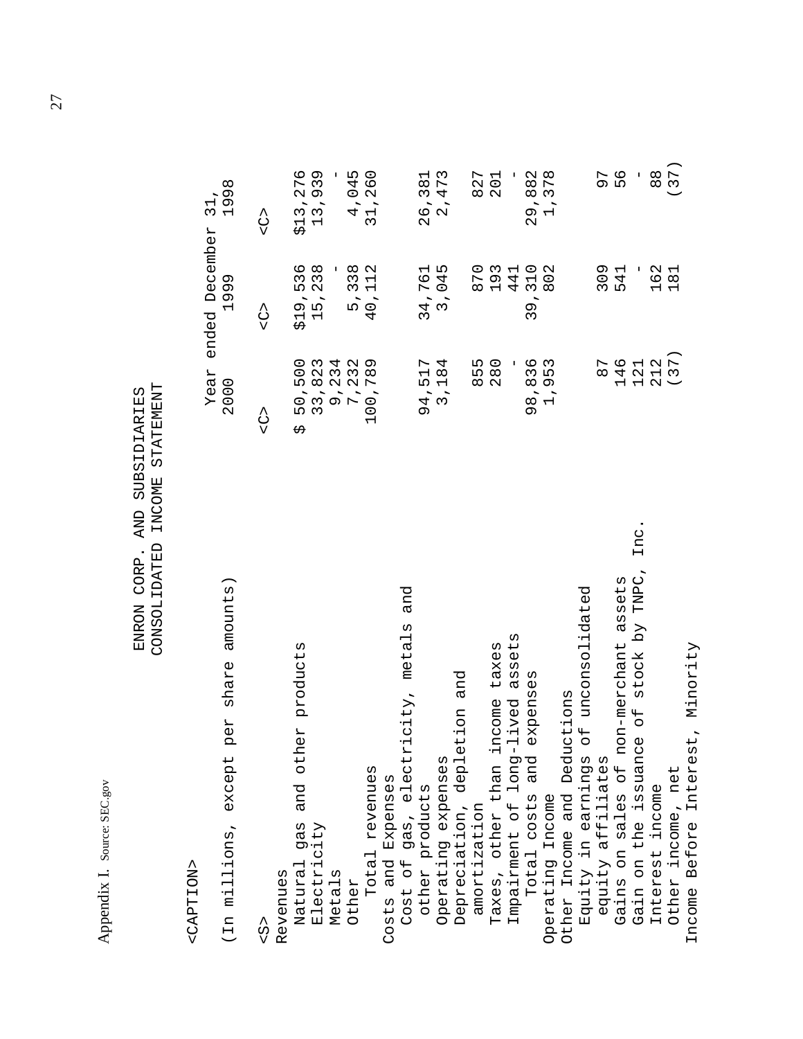Appendix I. Source: SEC.gov

ENRON CORP. AND SUBSIDIARIES
CONSOLIDATED INCOME STATEMENT

<CAPTION>

| (In millions, except per share amounts) | Year ended December 31, 2000 | 1999 | 1998 |
|---|---|---|---|
| <S> | <C> | <C> | <C> |
| Revenues | | | |
| Natural gas and other products | $ 50,500 | $19,536 | $13,276 |
| Electricity | 33,823 | 15,238 | 13,939 |
| Metals | 9,234 | - | - |
| Other | 7,232 | 5,338 | 4,045 |
| Total revenues | 100,789 | 40,112 | 31,260 |
| Costs and Expenses | | | |
| Cost of gas, electricity, metals and other products | 94,517 | 34,761 | 26,381 |
| Operating expenses | 3,184 | 3,045 | 2,473 |
| Depreciation, depletion and amortization | 855 | 870 | 827 |
| Taxes, other than income taxes | 280 | 193 | 201 |
| Impairment of long-lived assets | - | 441 | - |
| Total costs and expenses | 98,836 | 39,310 | 29,882 |
| Operating Income | 1,953 | 802 | 1,378 |
| Other Income and Deductions | | | |
| Equity in earnings of unconsolidated equity affiliates | 87 | 309 | 97 |
| Gains on sales of non-merchant assets | 146 | 541 | 56 |
| Gain on the issuance of stock by TNPC, Inc. | 121 | - | - |
| Interest income | 212 | 162 | 88 |
| Other income, net | (37) | 181 | (37) |
| Income Before Interest, Minority | | | |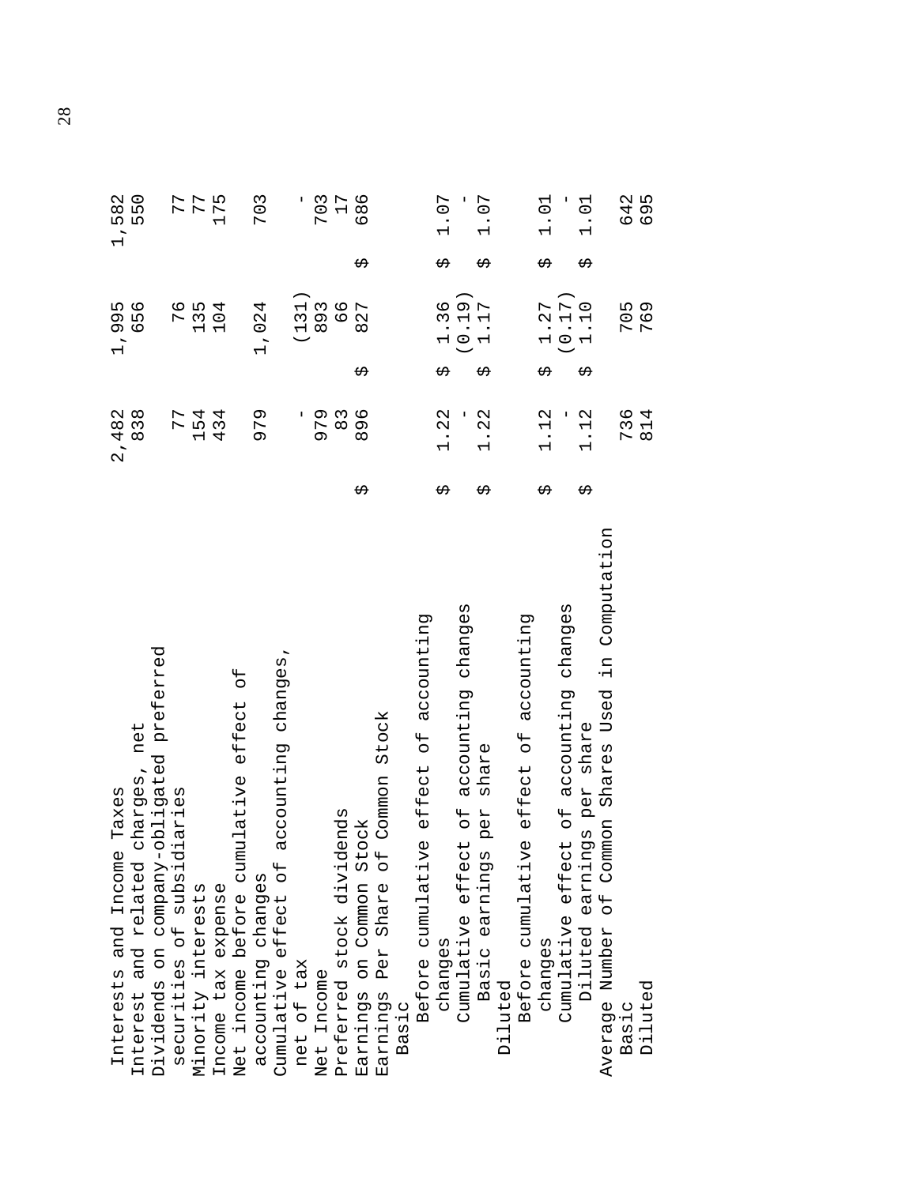| | | | |
|---|---|---|---|
| Interests and Income Taxes | 2,482 | 1,995 | 1,582 |
| Interest and related charges, net | 838 | 656 | 550 |
| Dividends on company-obligated preferred securities of subsidiaries | 77 | 76 | 77 |
| Minority interests | 154 | 135 | 77 |
| Income tax expense | 434 | 104 | 175 |
| Net income before cumulative effect of accounting changes | 979 | 1,024 | 703 |
| Cumulative effect of accounting changes, net of tax | - | (131) | - |
| Net Income | 979 | 893 | 703 |
| Preferred stock dividends | 83 | 66 | 17 |
| Earnings on Common Stock | $ 896 | $ 827 | $ 686 |
| Earnings Per Share of Common Stock | | | |
| Basic | | | |
| Before cumulative effect of accounting changes | $ 1.22 | $ 1.36 | $ 1.07 |
| Cumulative effect of accounting changes | - | (0.19) | - |
| Basic earnings per share | $ 1.22 | $ 1.17 | $ 1.07 |
| Diluted | | | |
| Before cumulative effect of accounting changes | $ 1.12 | $ 1.27 | $ 1.01 |
| Cumulative effect of accounting changes | - | (0.17) | - |
| Diluted earnings per share | $ 1.12 | $ 1.10 | $ 1.01 |
| Average Number of Common Shares Used in Computation | | | |
| Basic | 736 | 705 | 642 |
| Diluted | 814 | 769 | 695 |